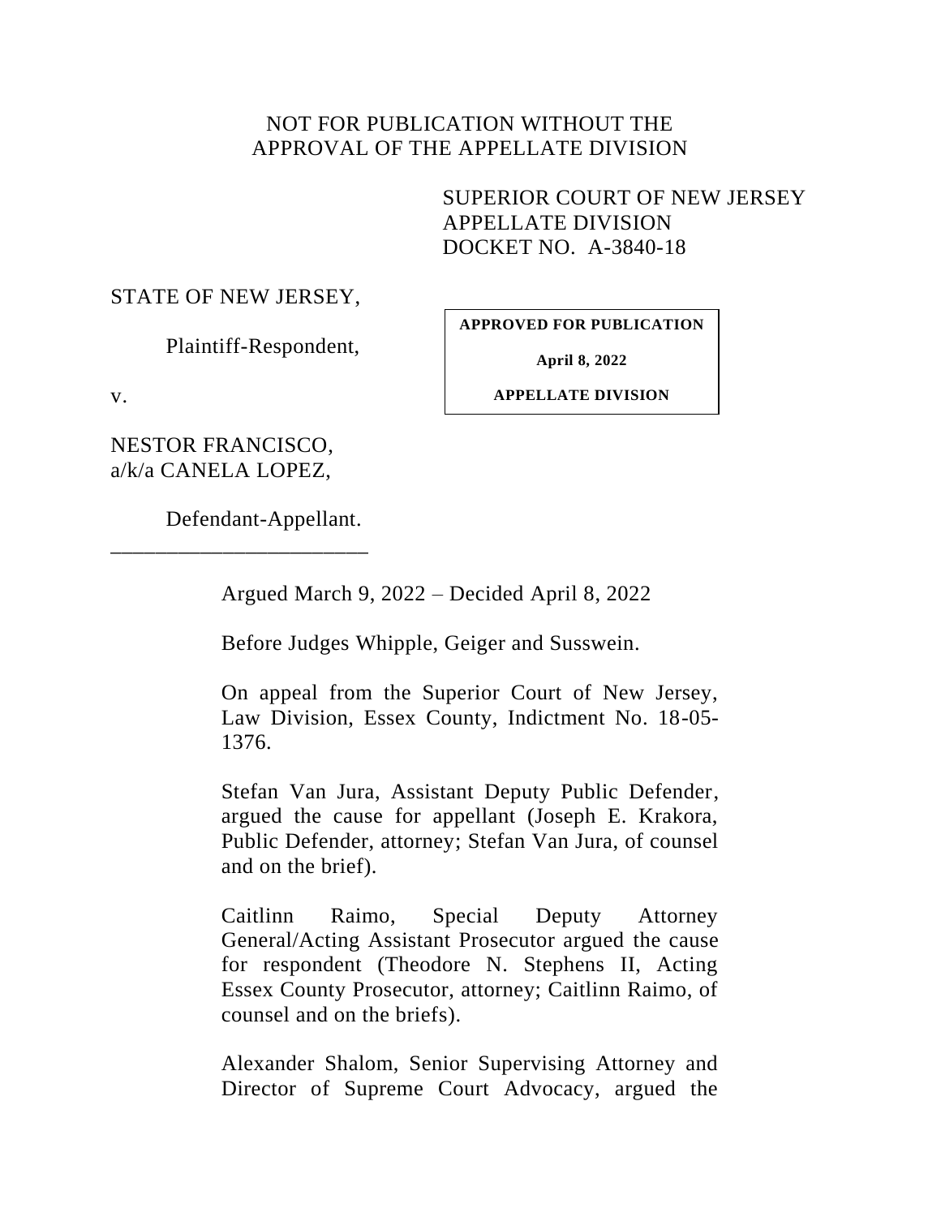NOT FOR PUBLICATION WITHOUT THE
APPROVAL OF THE APPELLATE DIVISION

SUPERIOR COURT OF NEW JERSEY
APPELLATE DIVISION
DOCKET NO. A-3840-18

STATE OF NEW JERSEY,

Plaintiff-Respondent,

v.

NESTOR FRANCISCO,
a/k/a CANELA LOPEZ,

Defendant-Appellant.

______________________________

**APPROVED FOR PUBLICATION**

**April 8, 2022**

**APPELLATE DIVISION**

Argued March 9, 2022 – Decided April 8, 2022

Before Judges Whipple, Geiger and Susswein.

On appeal from the Superior Court of New Jersey, Law Division, Essex County, Indictment No. 18-05-1376.

Stefan Van Jura, Assistant Deputy Public Defender, argued the cause for appellant (Joseph E. Krakora, Public Defender, attorney; Stefan Van Jura, of counsel and on the brief).

Caitlinn Raimo, Special Deputy Attorney General/Acting Assistant Prosecutor argued the cause for respondent (Theodore N. Stephens II, Acting Essex County Prosecutor, attorney; Caitlinn Raimo, of counsel and on the briefs).

Alexander Shalom, Senior Supervising Attorney and Director of Supreme Court Advocacy, argued the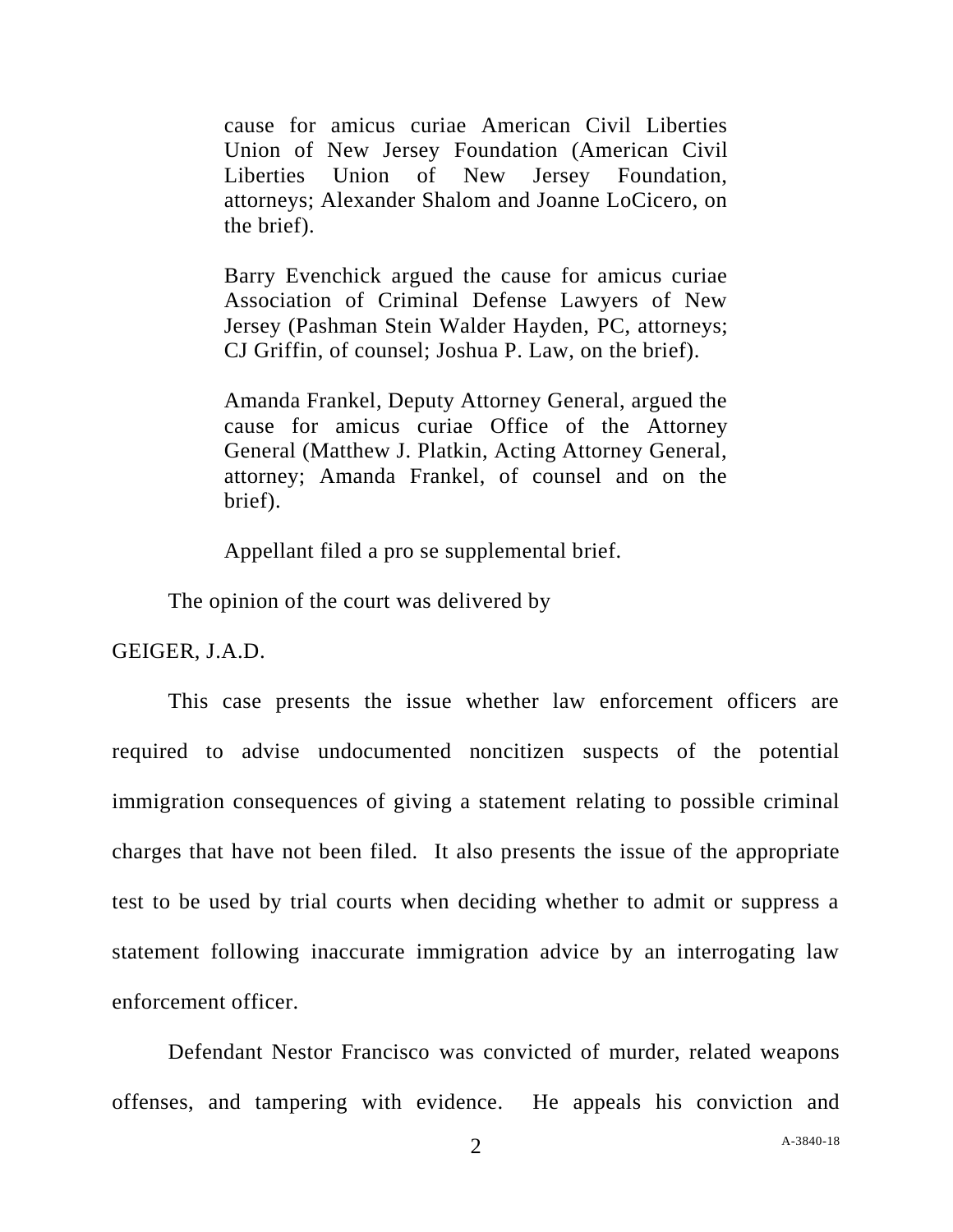cause for amicus curiae American Civil Liberties Union of New Jersey Foundation (American Civil Liberties Union of New Jersey Foundation, attorneys; Alexander Shalom and Joanne LoCicero, on the brief).

Barry Evenchick argued the cause for amicus curiae Association of Criminal Defense Lawyers of New Jersey (Pashman Stein Walder Hayden, PC, attorneys; CJ Griffin, of counsel; Joshua P. Law, on the brief).

Amanda Frankel, Deputy Attorney General, argued the cause for amicus curiae Office of the Attorney General (Matthew J. Platkin, Acting Attorney General, attorney; Amanda Frankel, of counsel and on the brief).

Appellant filed a pro se supplemental brief.

The opinion of the court was delivered by

GEIGER, J.A.D.

This case presents the issue whether law enforcement officers are required to advise undocumented noncitizen suspects of the potential immigration consequences of giving a statement relating to possible criminal charges that have not been filed. It also presents the issue of the appropriate test to be used by trial courts when deciding whether to admit or suppress a statement following inaccurate immigration advice by an interrogating law enforcement officer.

Defendant Nestor Francisco was convicted of murder, related weapons offenses, and tampering with evidence. He appeals his conviction and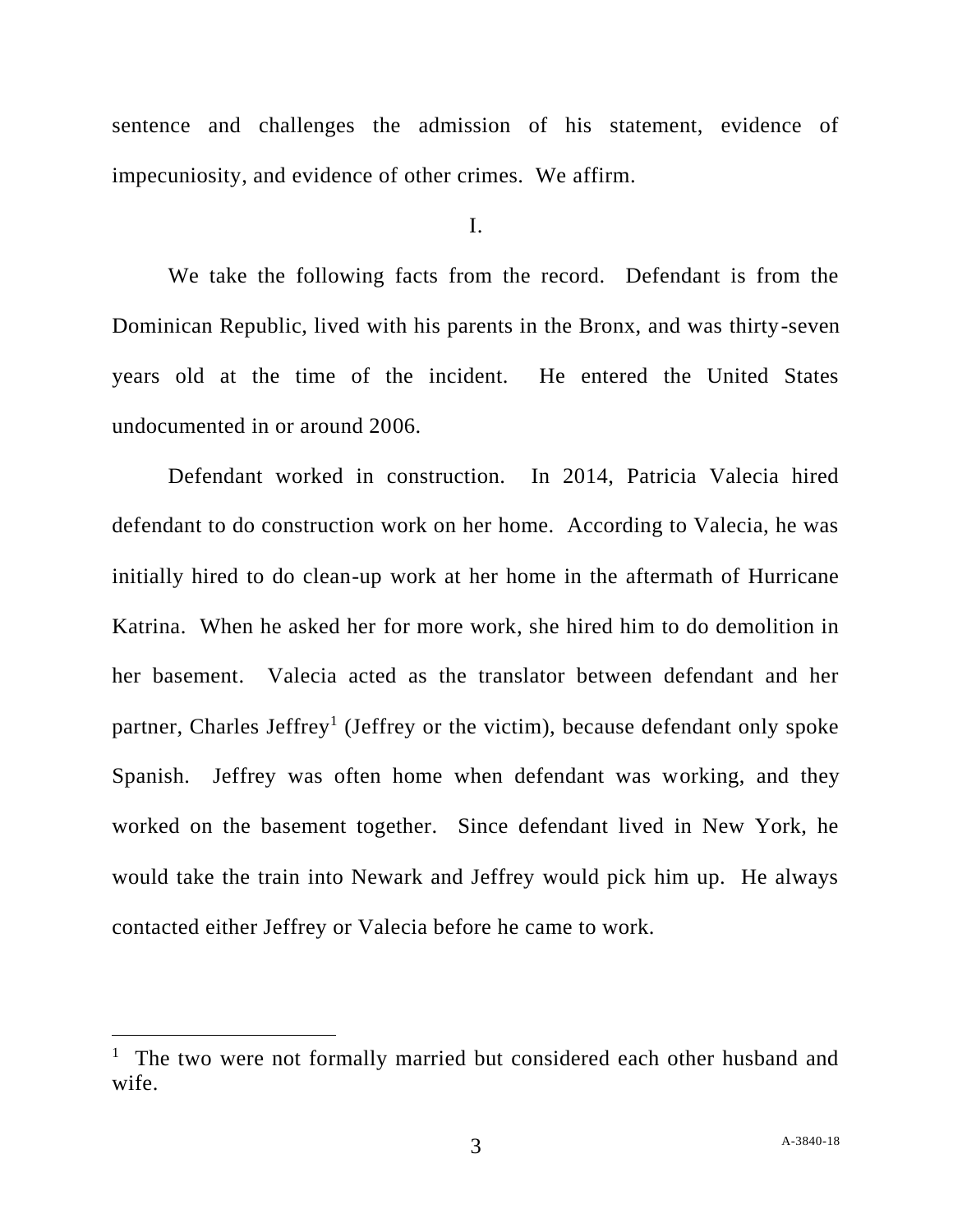sentence and challenges the admission of his statement, evidence of impecuniosity, and evidence of other crimes. We affirm.

I.

We take the following facts from the record. Defendant is from the Dominican Republic, lived with his parents in the Bronx, and was thirty-seven years old at the time of the incident. He entered the United States undocumented in or around 2006.

Defendant worked in construction. In 2014, Patricia Valecia hired defendant to do construction work on her home. According to Valecia, he was initially hired to do clean-up work at her home in the aftermath of Hurricane Katrina. When he asked her for more work, she hired him to do demolition in her basement. Valecia acted as the translator between defendant and her partner, Charles Jeffrey[1] (Jeffrey or the victim), because defendant only spoke Spanish. Jeffrey was often home when defendant was working, and they worked on the basement together. Since defendant lived in New York, he would take the train into Newark and Jeffrey would pick him up. He always contacted either Jeffrey or Valecia before he came to work.

[1] The two were not formally married but considered each other husband and wife.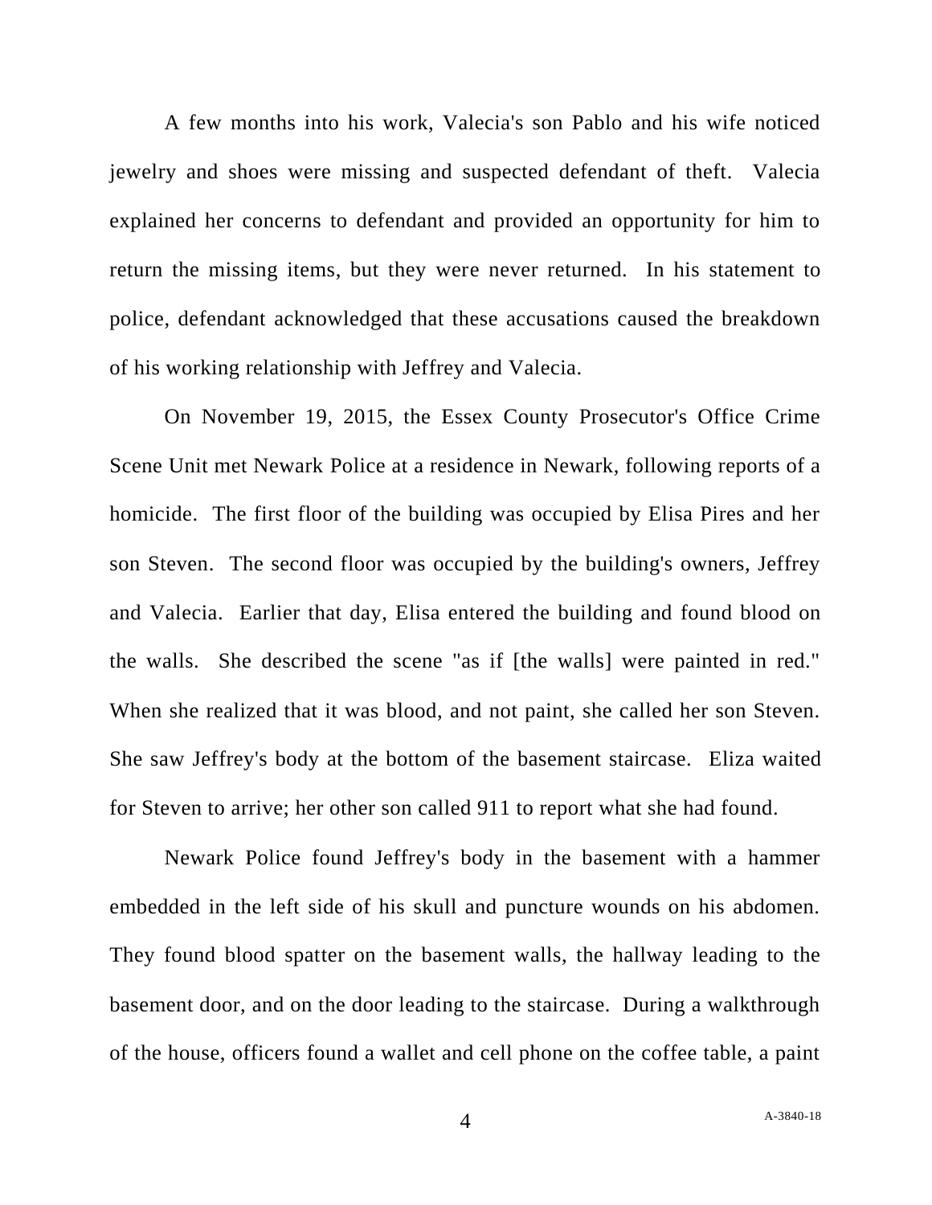A few months into his work, Valecia's son Pablo and his wife noticed jewelry and shoes were missing and suspected defendant of theft. Valecia explained her concerns to defendant and provided an opportunity for him to return the missing items, but they were never returned. In his statement to police, defendant acknowledged that these accusations caused the breakdown of his working relationship with Jeffrey and Valecia.

On November 19, 2015, the Essex County Prosecutor's Office Crime Scene Unit met Newark Police at a residence in Newark, following reports of a homicide. The first floor of the building was occupied by Elisa Pires and her son Steven. The second floor was occupied by the building's owners, Jeffrey and Valecia. Earlier that day, Elisa entered the building and found blood on the walls. She described the scene "as if [the walls] were painted in red." When she realized that it was blood, and not paint, she called her son Steven. She saw Jeffrey's body at the bottom of the basement staircase. Eliza waited for Steven to arrive; her other son called 911 to report what she had found.

Newark Police found Jeffrey's body in the basement with a hammer embedded in the left side of his skull and puncture wounds on his abdomen. They found blood spatter on the basement walls, the hallway leading to the basement door, and on the door leading to the staircase. During a walkthrough of the house, officers found a wallet and cell phone on the coffee table, a paint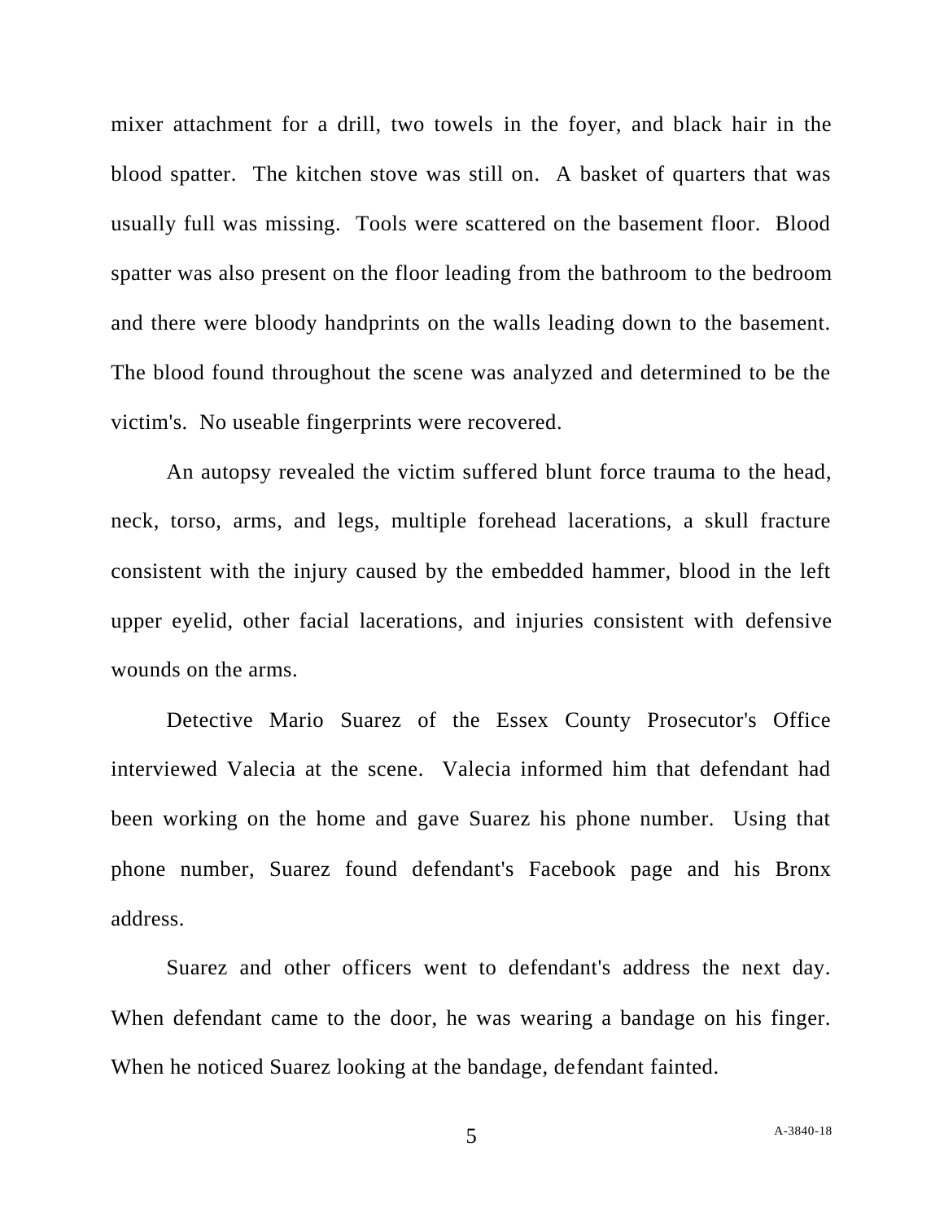mixer attachment for a drill, two towels in the foyer, and black hair in the blood spatter. The kitchen stove was still on. A basket of quarters that was usually full was missing. Tools were scattered on the basement floor. Blood spatter was also present on the floor leading from the bathroom to the bedroom and there were bloody handprints on the walls leading down to the basement. The blood found throughout the scene was analyzed and determined to be the victim's. No useable fingerprints were recovered.

An autopsy revealed the victim suffered blunt force trauma to the head, neck, torso, arms, and legs, multiple forehead lacerations, a skull fracture consistent with the injury caused by the embedded hammer, blood in the left upper eyelid, other facial lacerations, and injuries consistent with defensive wounds on the arms.

Detective Mario Suarez of the Essex County Prosecutor's Office interviewed Valecia at the scene. Valecia informed him that defendant had been working on the home and gave Suarez his phone number. Using that phone number, Suarez found defendant's Facebook page and his Bronx address.

Suarez and other officers went to defendant's address the next day. When defendant came to the door, he was wearing a bandage on his finger. When he noticed Suarez looking at the bandage, defendant fainted.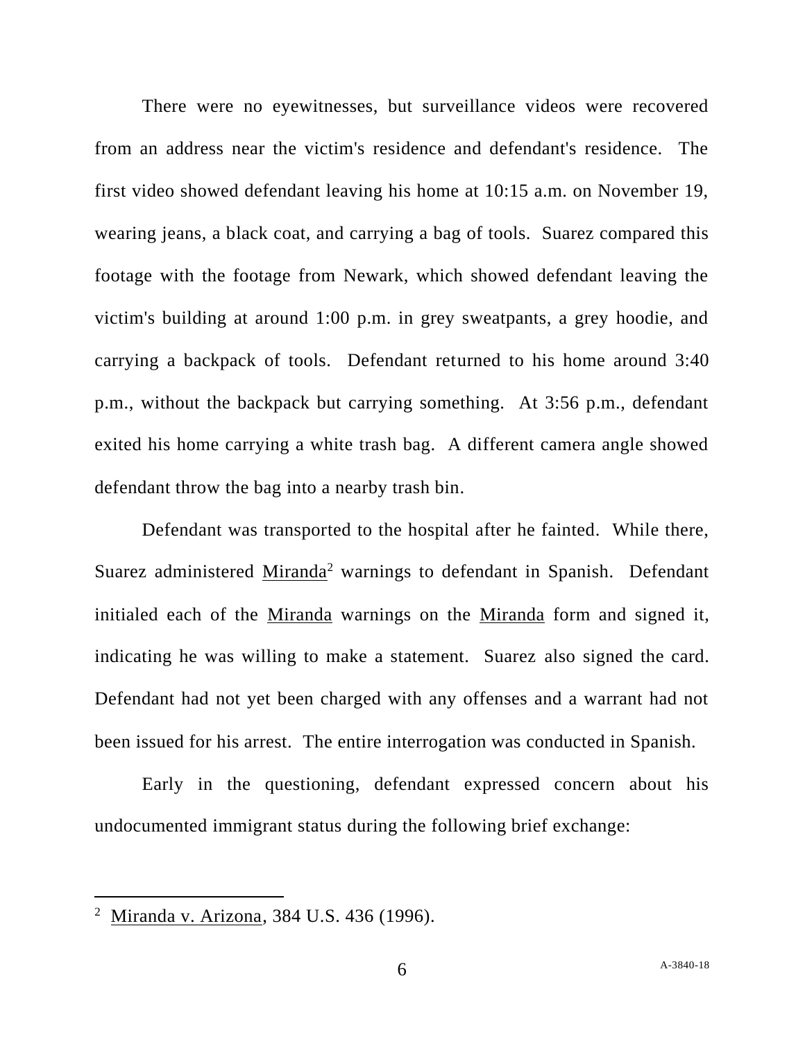There were no eyewitnesses, but surveillance videos were recovered from an address near the victim's residence and defendant's residence. The first video showed defendant leaving his home at 10:15 a.m. on November 19, wearing jeans, a black coat, and carrying a bag of tools. Suarez compared this footage with the footage from Newark, which showed defendant leaving the victim's building at around 1:00 p.m. in grey sweatpants, a grey hoodie, and carrying a backpack of tools. Defendant returned to his home around 3:40 p.m., without the backpack but carrying something. At 3:56 p.m., defendant exited his home carrying a white trash bag. A different camera angle showed defendant throw the bag into a nearby trash bin.

Defendant was transported to the hospital after he fainted. While there, Suarez administered Miranda[2] warnings to defendant in Spanish. Defendant initialed each of the Miranda warnings on the Miranda form and signed it, indicating he was willing to make a statement. Suarez also signed the card. Defendant had not yet been charged with any offenses and a warrant had not been issued for his arrest. The entire interrogation was conducted in Spanish.

Early in the questioning, defendant expressed concern about his undocumented immigrant status during the following brief exchange:

---

[2] Miranda v. Arizona, 384 U.S. 436 (1996).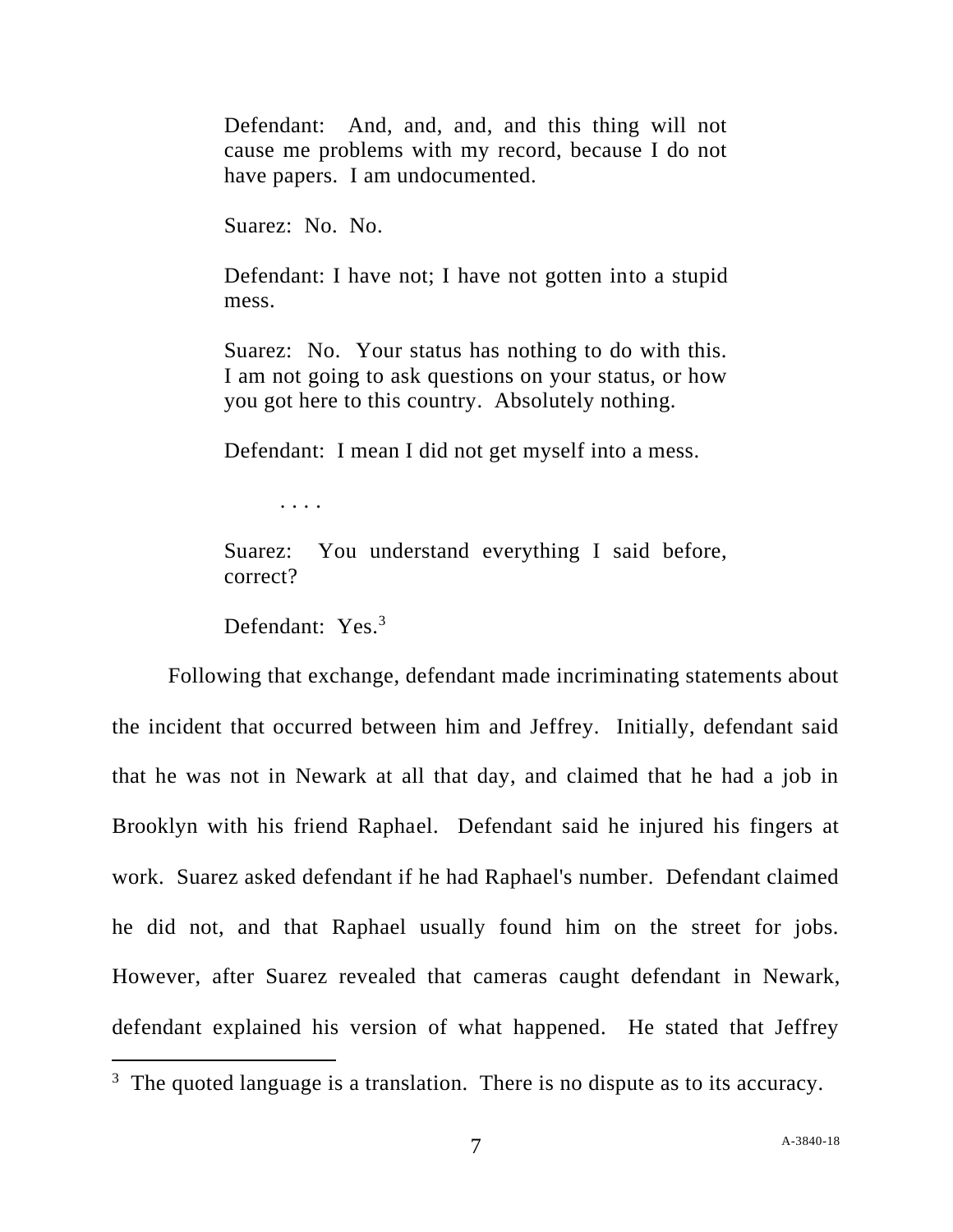> Defendant: And, and, and, and this thing will not cause me problems with my record, because I do not have papers. I am undocumented.
>
> Suarez: No. No.
>
> Defendant: I have not; I have not gotten into a stupid mess.
>
> Suarez: No. Your status has nothing to do with this. I am not going to ask questions on your status, or how you got here to this country. Absolutely nothing.
>
> Defendant: I mean I did not get myself into a mess.
>
> . . . .
>
> Suarez: You understand everything I said before, correct?
>
> Defendant: Yes.[3]

Following that exchange, defendant made incriminating statements about the incident that occurred between him and Jeffrey. Initially, defendant said that he was not in Newark at all that day, and claimed that he had a job in Brooklyn with his friend Raphael. Defendant said he injured his fingers at work. Suarez asked defendant if he had Raphael's number. Defendant claimed he did not, and that Raphael usually found him on the street for jobs. However, after Suarez revealed that cameras caught defendant in Newark, defendant explained his version of what happened. He stated that Jeffrey

---

[3] The quoted language is a translation. There is no dispute as to its accuracy.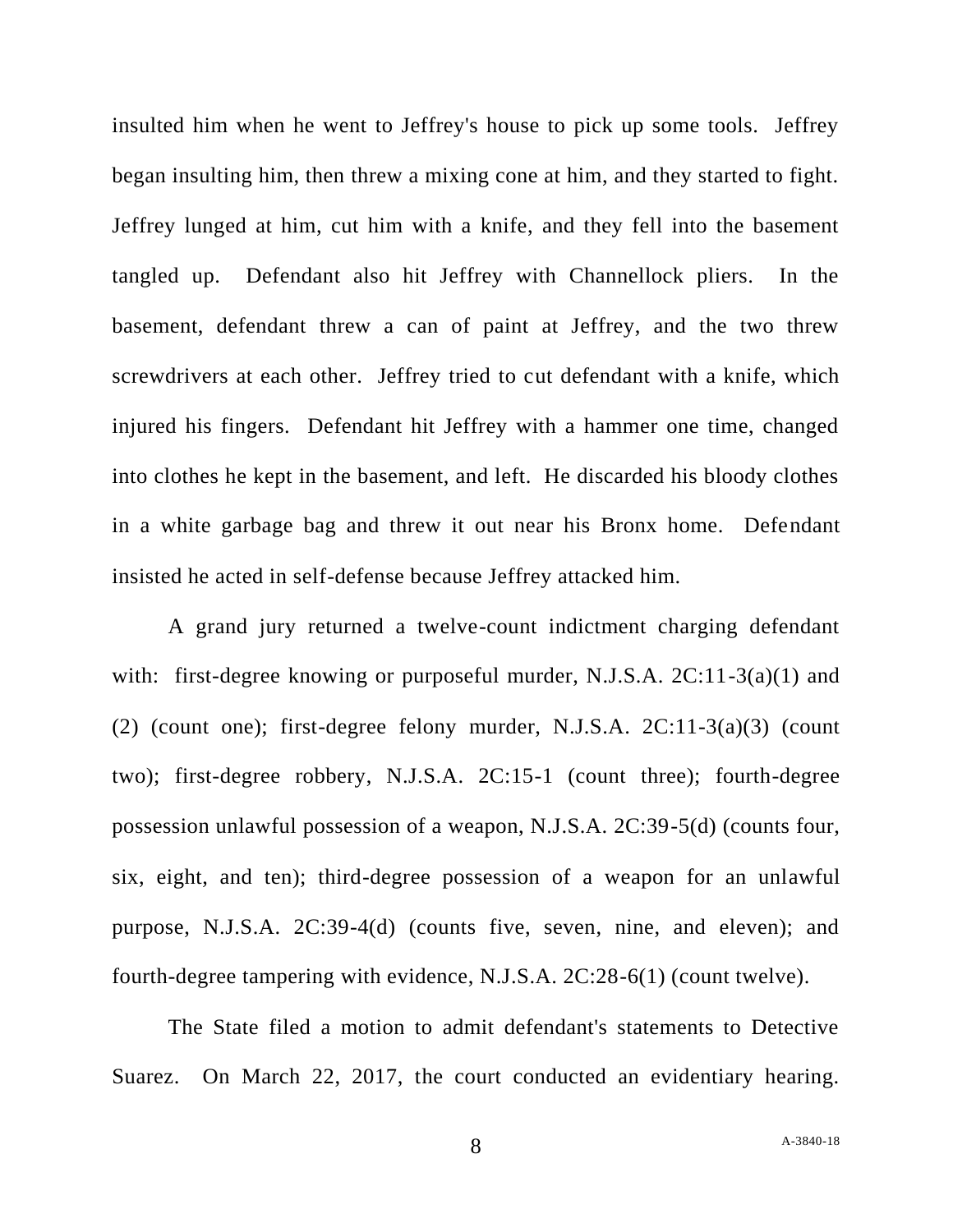insulted him when he went to Jeffrey's house to pick up some tools. Jeffrey began insulting him, then threw a mixing cone at him, and they started to fight. Jeffrey lunged at him, cut him with a knife, and they fell into the basement tangled up. Defendant also hit Jeffrey with Channellock pliers. In the basement, defendant threw a can of paint at Jeffrey, and the two threw screwdrivers at each other. Jeffrey tried to cut defendant with a knife, which injured his fingers. Defendant hit Jeffrey with a hammer one time, changed into clothes he kept in the basement, and left. He discarded his bloody clothes in a white garbage bag and threw it out near his Bronx home. Defendant insisted he acted in self-defense because Jeffrey attacked him.

A grand jury returned a twelve-count indictment charging defendant with: first-degree knowing or purposeful murder, N.J.S.A. 2C:11-3(a)(1) and (2) (count one); first-degree felony murder, N.J.S.A. 2C:11-3(a)(3) (count two); first-degree robbery, N.J.S.A. 2C:15-1 (count three); fourth-degree possession unlawful possession of a weapon, N.J.S.A. 2C:39-5(d) (counts four, six, eight, and ten); third-degree possession of a weapon for an unlawful purpose, N.J.S.A. 2C:39-4(d) (counts five, seven, nine, and eleven); and fourth-degree tampering with evidence, N.J.S.A. 2C:28-6(1) (count twelve).

The State filed a motion to admit defendant's statements to Detective Suarez. On March 22, 2017, the court conducted an evidentiary hearing.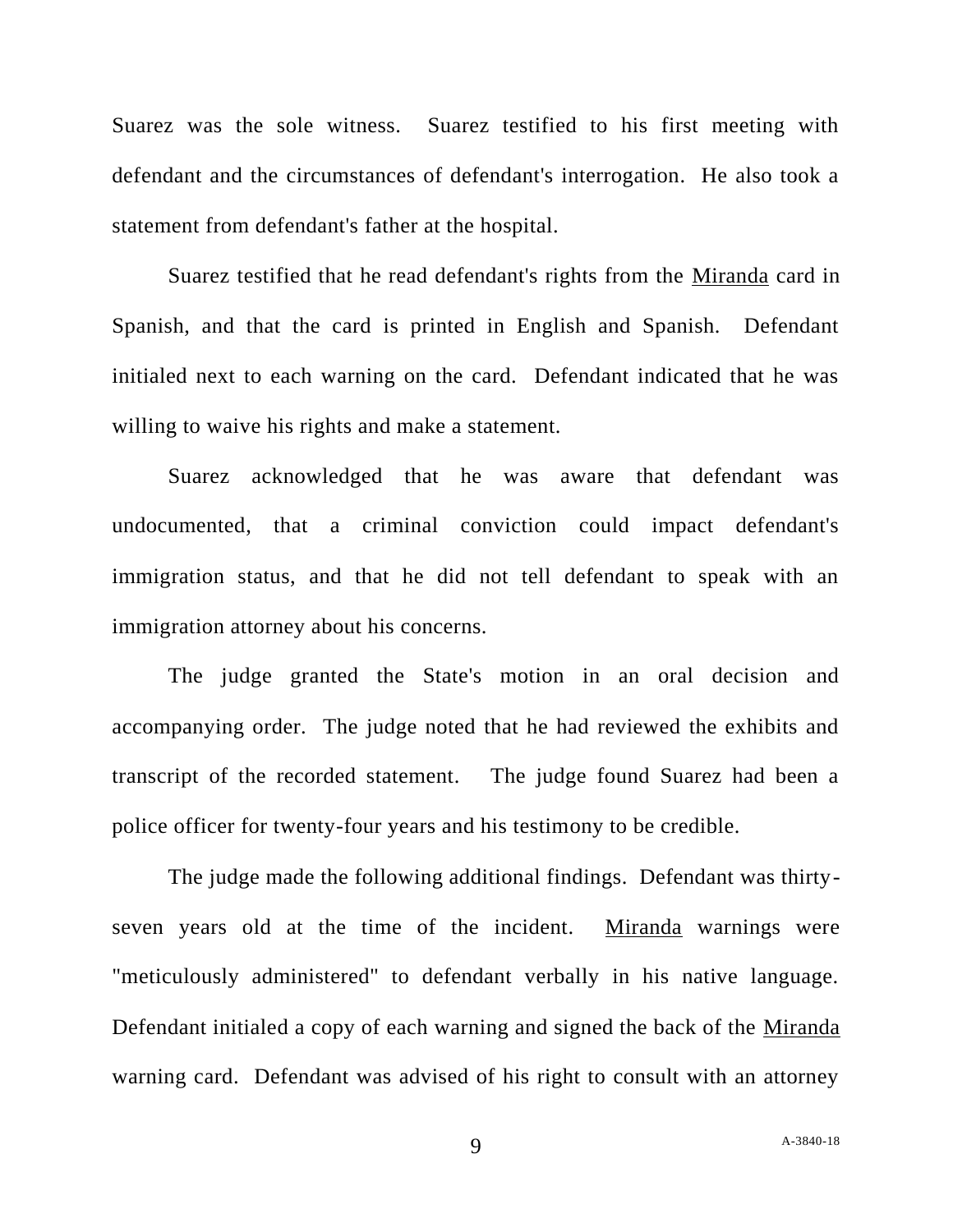Suarez was the sole witness. Suarez testified to his first meeting with defendant and the circumstances of defendant's interrogation. He also took a statement from defendant's father at the hospital.

Suarez testified that he read defendant's rights from the Miranda card in Spanish, and that the card is printed in English and Spanish. Defendant initialed next to each warning on the card. Defendant indicated that he was willing to waive his rights and make a statement.

Suarez acknowledged that he was aware that defendant was undocumented, that a criminal conviction could impact defendant's immigration status, and that he did not tell defendant to speak with an immigration attorney about his concerns.

The judge granted the State's motion in an oral decision and accompanying order. The judge noted that he had reviewed the exhibits and transcript of the recorded statement. The judge found Suarez had been a police officer for twenty-four years and his testimony to be credible.

The judge made the following additional findings. Defendant was thirty-seven years old at the time of the incident. Miranda warnings were "meticulously administered" to defendant verbally in his native language. Defendant initialed a copy of each warning and signed the back of the Miranda warning card. Defendant was advised of his right to consult with an attorney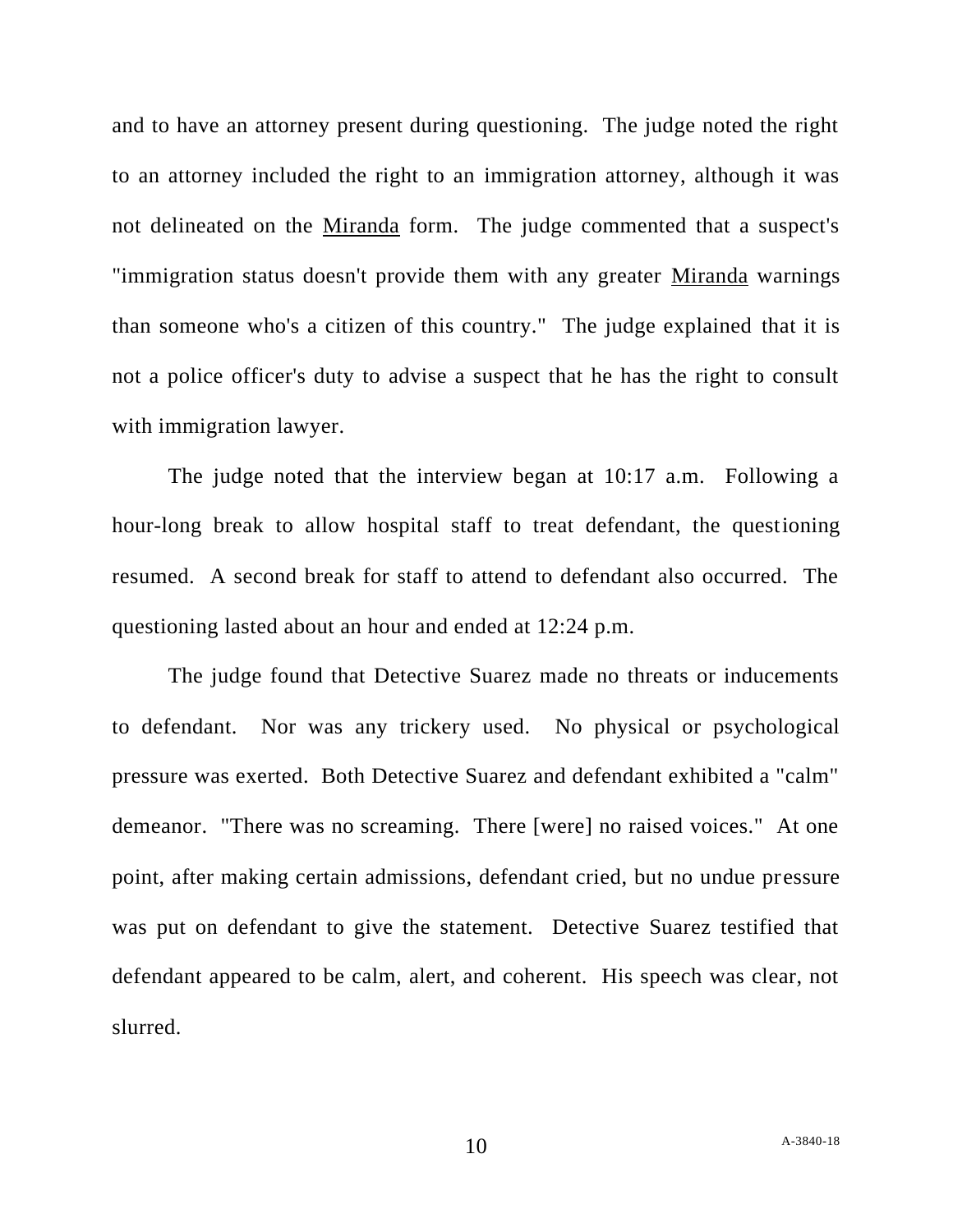and to have an attorney present during questioning. The judge noted the right to an attorney included the right to an immigration attorney, although it was not delineated on the Miranda form. The judge commented that a suspect's "immigration status doesn't provide them with any greater Miranda warnings than someone who's a citizen of this country." The judge explained that it is not a police officer's duty to advise a suspect that he has the right to consult with immigration lawyer.

The judge noted that the interview began at 10:17 a.m. Following a hour-long break to allow hospital staff to treat defendant, the questioning resumed. A second break for staff to attend to defendant also occurred. The questioning lasted about an hour and ended at 12:24 p.m.

The judge found that Detective Suarez made no threats or inducements to defendant. Nor was any trickery used. No physical or psychological pressure was exerted. Both Detective Suarez and defendant exhibited a "calm" demeanor. "There was no screaming. There [were] no raised voices." At one point, after making certain admissions, defendant cried, but no undue pressure was put on defendant to give the statement. Detective Suarez testified that defendant appeared to be calm, alert, and coherent. His speech was clear, not slurred.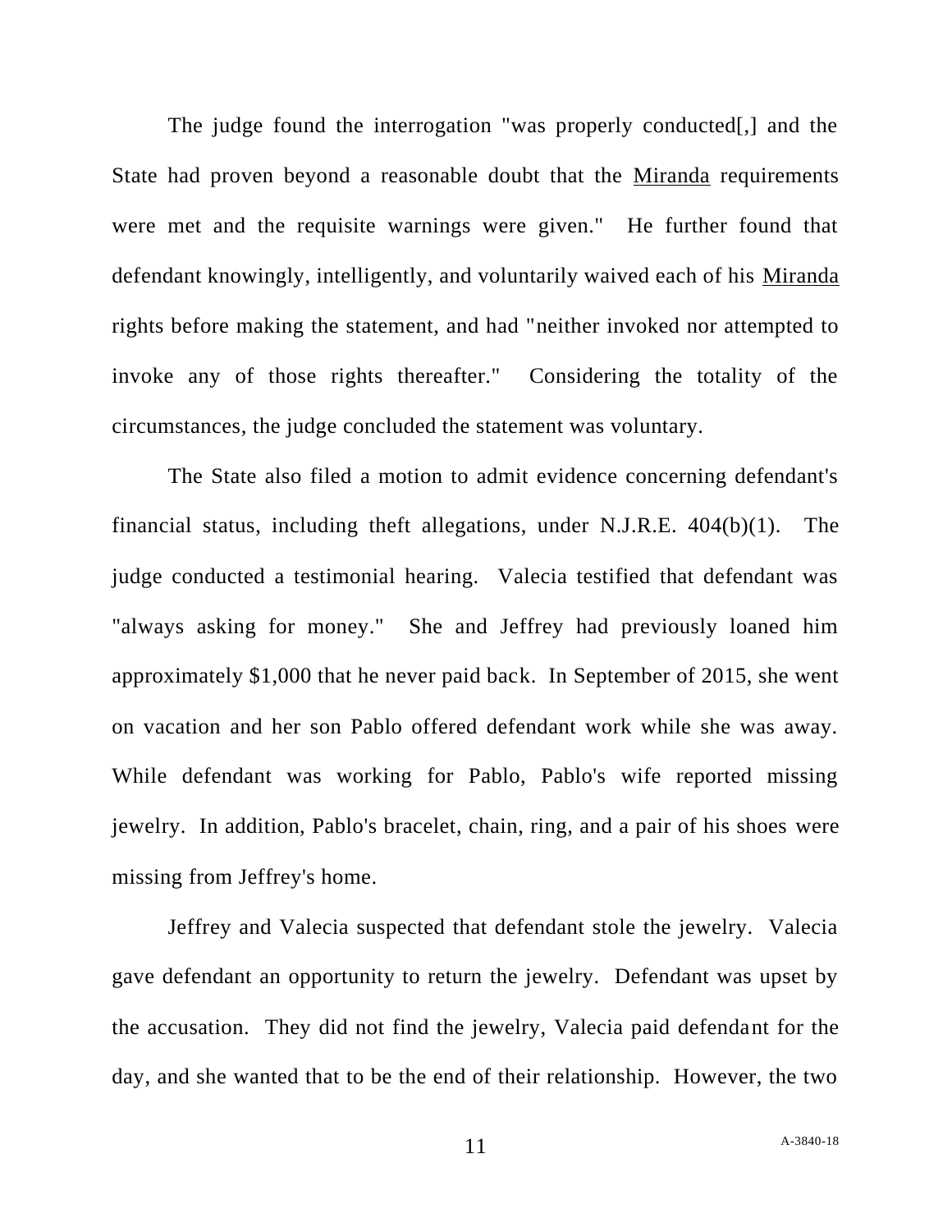The judge found the interrogation "was properly conducted[,] and the State had proven beyond a reasonable doubt that the Miranda requirements were met and the requisite warnings were given." He further found that defendant knowingly, intelligently, and voluntarily waived each of his Miranda rights before making the statement, and had "neither invoked nor attempted to invoke any of those rights thereafter." Considering the totality of the circumstances, the judge concluded the statement was voluntary.

The State also filed a motion to admit evidence concerning defendant's financial status, including theft allegations, under N.J.R.E. 404(b)(1). The judge conducted a testimonial hearing. Valecia testified that defendant was "always asking for money." She and Jeffrey had previously loaned him approximately $1,000 that he never paid back. In September of 2015, she went on vacation and her son Pablo offered defendant work while she was away. While defendant was working for Pablo, Pablo's wife reported missing jewelry. In addition, Pablo's bracelet, chain, ring, and a pair of his shoes were missing from Jeffrey's home.

Jeffrey and Valecia suspected that defendant stole the jewelry. Valecia gave defendant an opportunity to return the jewelry. Defendant was upset by the accusation. They did not find the jewelry, Valecia paid defendant for the day, and she wanted that to be the end of their relationship. However, the two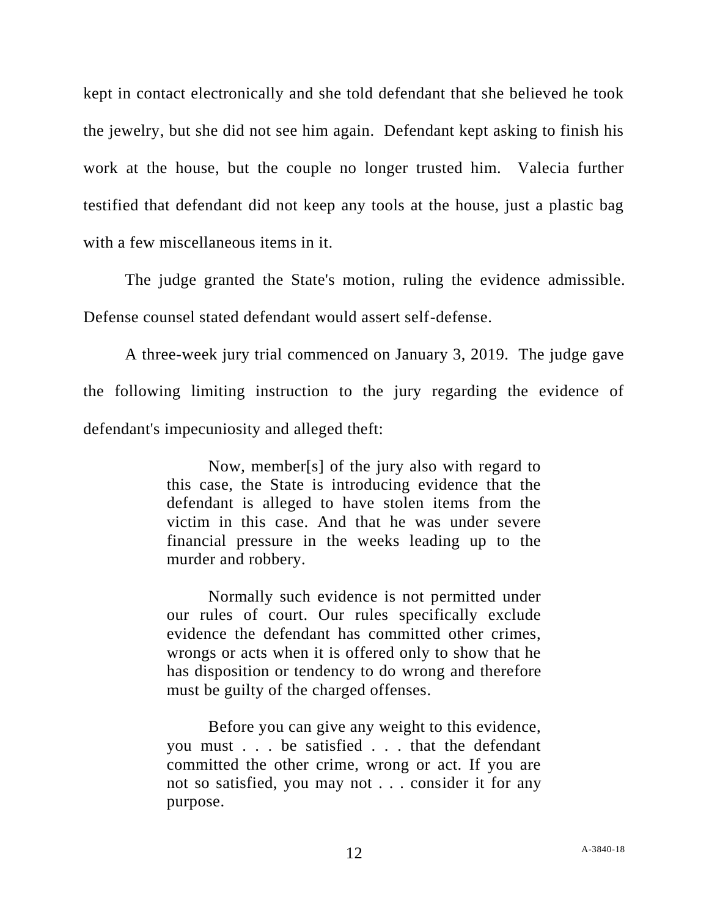kept in contact electronically and she told defendant that she believed he took the jewelry, but she did not see him again. Defendant kept asking to finish his work at the house, but the couple no longer trusted him. Valecia further testified that defendant did not keep any tools at the house, just a plastic bag with a few miscellaneous items in it.

The judge granted the State's motion, ruling the evidence admissible. Defense counsel stated defendant would assert self-defense.

A three-week jury trial commenced on January 3, 2019. The judge gave the following limiting instruction to the jury regarding the evidence of defendant's impecuniosity and alleged theft:

> Now, member[s] of the jury also with regard to this case, the State is introducing evidence that the defendant is alleged to have stolen items from the victim in this case. And that he was under severe financial pressure in the weeks leading up to the murder and robbery.
>
> Normally such evidence is not permitted under our rules of court. Our rules specifically exclude evidence the defendant has committed other crimes, wrongs or acts when it is offered only to show that he has disposition or tendency to do wrong and therefore must be guilty of the charged offenses.
>
> Before you can give any weight to this evidence, you must . . . be satisfied . . . that the defendant committed the other crime, wrong or act. If you are not so satisfied, you may not . . . consider it for any purpose.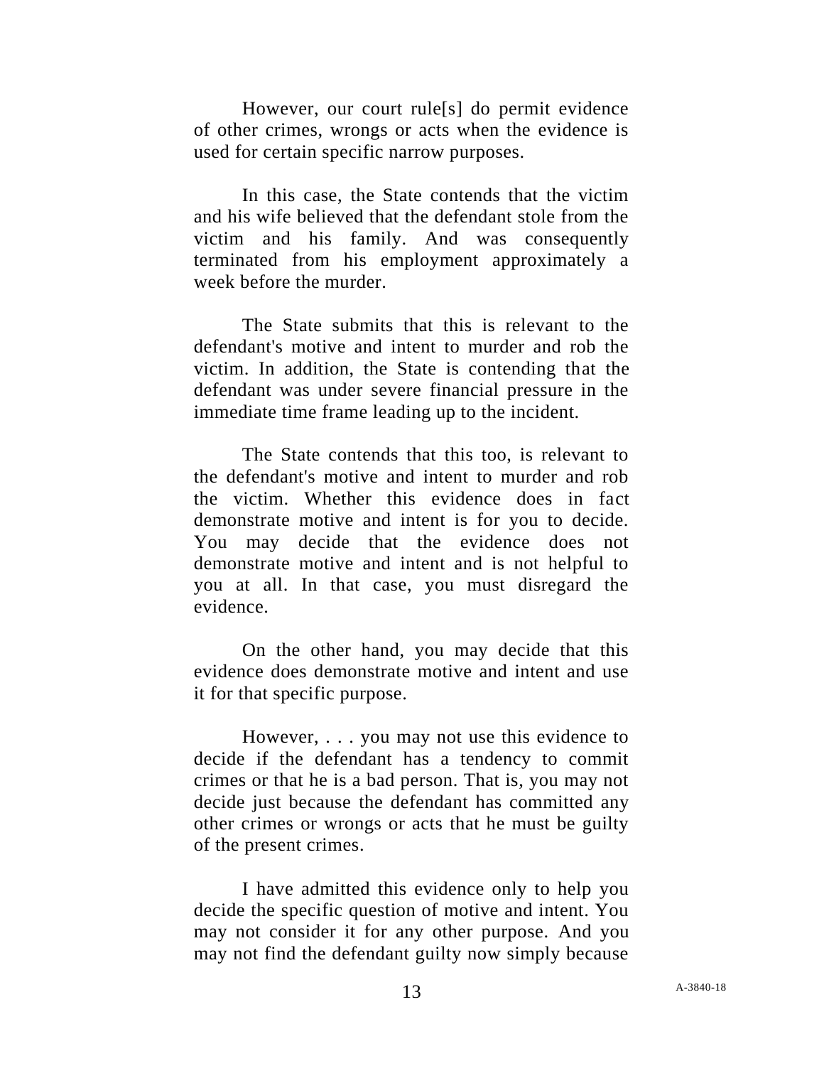However, our court rule[s] do permit evidence of other crimes, wrongs or acts when the evidence is used for certain specific narrow purposes.

In this case, the State contends that the victim and his wife believed that the defendant stole from the victim and his family. And was consequently terminated from his employment approximately a week before the murder.

The State submits that this is relevant to the defendant's motive and intent to murder and rob the victim. In addition, the State is contending that the defendant was under severe financial pressure in the immediate time frame leading up to the incident.

The State contends that this too, is relevant to the defendant's motive and intent to murder and rob the victim. Whether this evidence does in fact demonstrate motive and intent is for you to decide. You may decide that the evidence does not demonstrate motive and intent and is not helpful to you at all. In that case, you must disregard the evidence.

On the other hand, you may decide that this evidence does demonstrate motive and intent and use it for that specific purpose.

However, . . . you may not use this evidence to decide if the defendant has a tendency to commit crimes or that he is a bad person. That is, you may not decide just because the defendant has committed any other crimes or wrongs or acts that he must be guilty of the present crimes.

I have admitted this evidence only to help you decide the specific question of motive and intent. You may not consider it for any other purpose. And you may not find the defendant guilty now simply because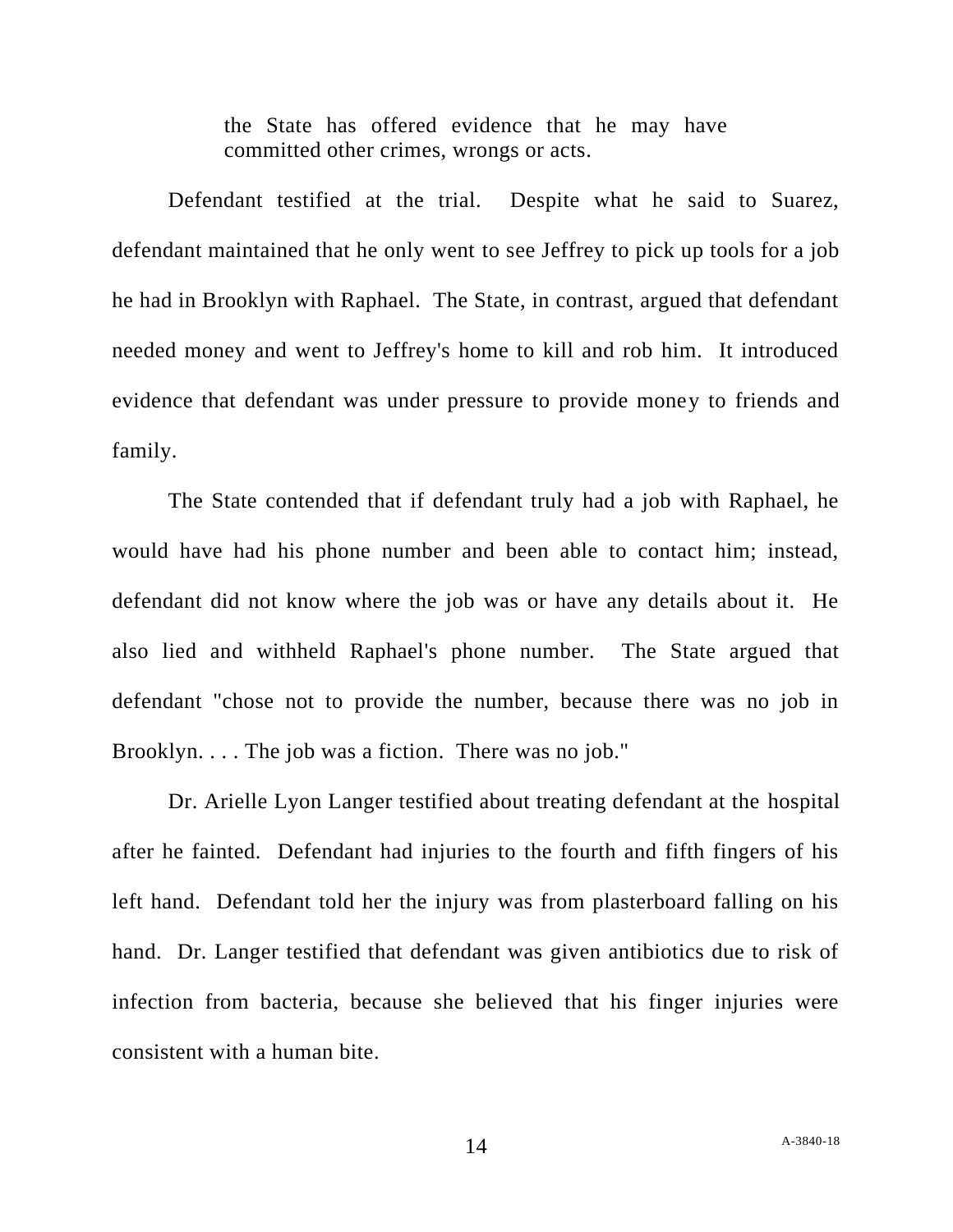> the State has offered evidence that he may have committed other crimes, wrongs or acts.

Defendant testified at the trial. Despite what he said to Suarez, defendant maintained that he only went to see Jeffrey to pick up tools for a job he had in Brooklyn with Raphael. The State, in contrast, argued that defendant needed money and went to Jeffrey's home to kill and rob him. It introduced evidence that defendant was under pressure to provide money to friends and family.

The State contended that if defendant truly had a job with Raphael, he would have had his phone number and been able to contact him; instead, defendant did not know where the job was or have any details about it. He also lied and withheld Raphael's phone number. The State argued that defendant "chose not to provide the number, because there was no job in Brooklyn. . . . The job was a fiction. There was no job."

Dr. Arielle Lyon Langer testified about treating defendant at the hospital after he fainted. Defendant had injuries to the fourth and fifth fingers of his left hand. Defendant told her the injury was from plasterboard falling on his hand. Dr. Langer testified that defendant was given antibiotics due to risk of infection from bacteria, because she believed that his finger injuries were consistent with a human bite.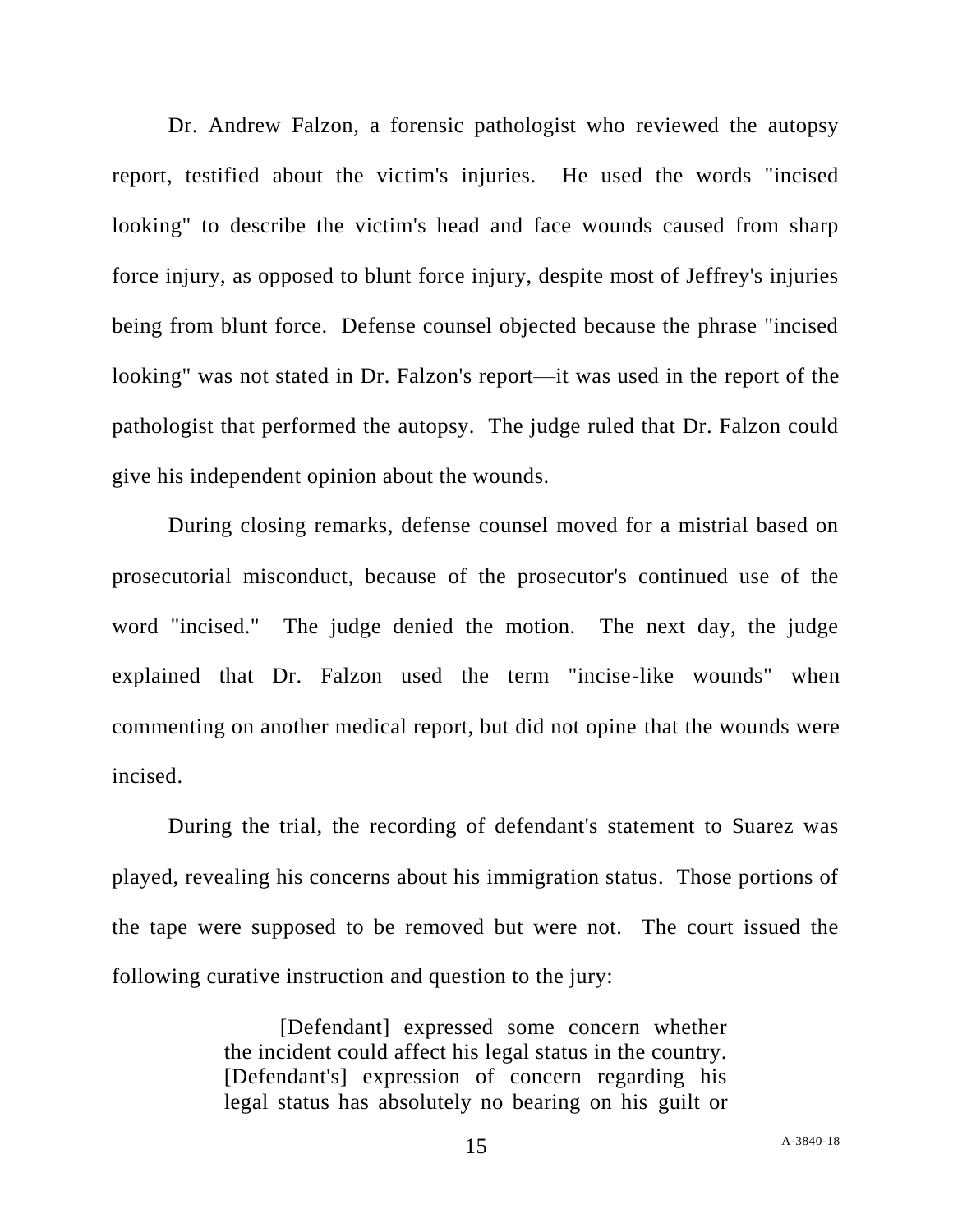Dr. Andrew Falzon, a forensic pathologist who reviewed the autopsy report, testified about the victim's injuries. He used the words "incised looking" to describe the victim's head and face wounds caused from sharp force injury, as opposed to blunt force injury, despite most of Jeffrey's injuries being from blunt force. Defense counsel objected because the phrase "incised looking" was not stated in Dr. Falzon's report—it was used in the report of the pathologist that performed the autopsy. The judge ruled that Dr. Falzon could give his independent opinion about the wounds.

During closing remarks, defense counsel moved for a mistrial based on prosecutorial misconduct, because of the prosecutor's continued use of the word "incised." The judge denied the motion. The next day, the judge explained that Dr. Falzon used the term "incise-like wounds" when commenting on another medical report, but did not opine that the wounds were incised.

During the trial, the recording of defendant's statement to Suarez was played, revealing his concerns about his immigration status. Those portions of the tape were supposed to be removed but were not. The court issued the following curative instruction and question to the jury:

> [Defendant] expressed some concern whether the incident could affect his legal status in the country. [Defendant's] expression of concern regarding his legal status has absolutely no bearing on his guilt or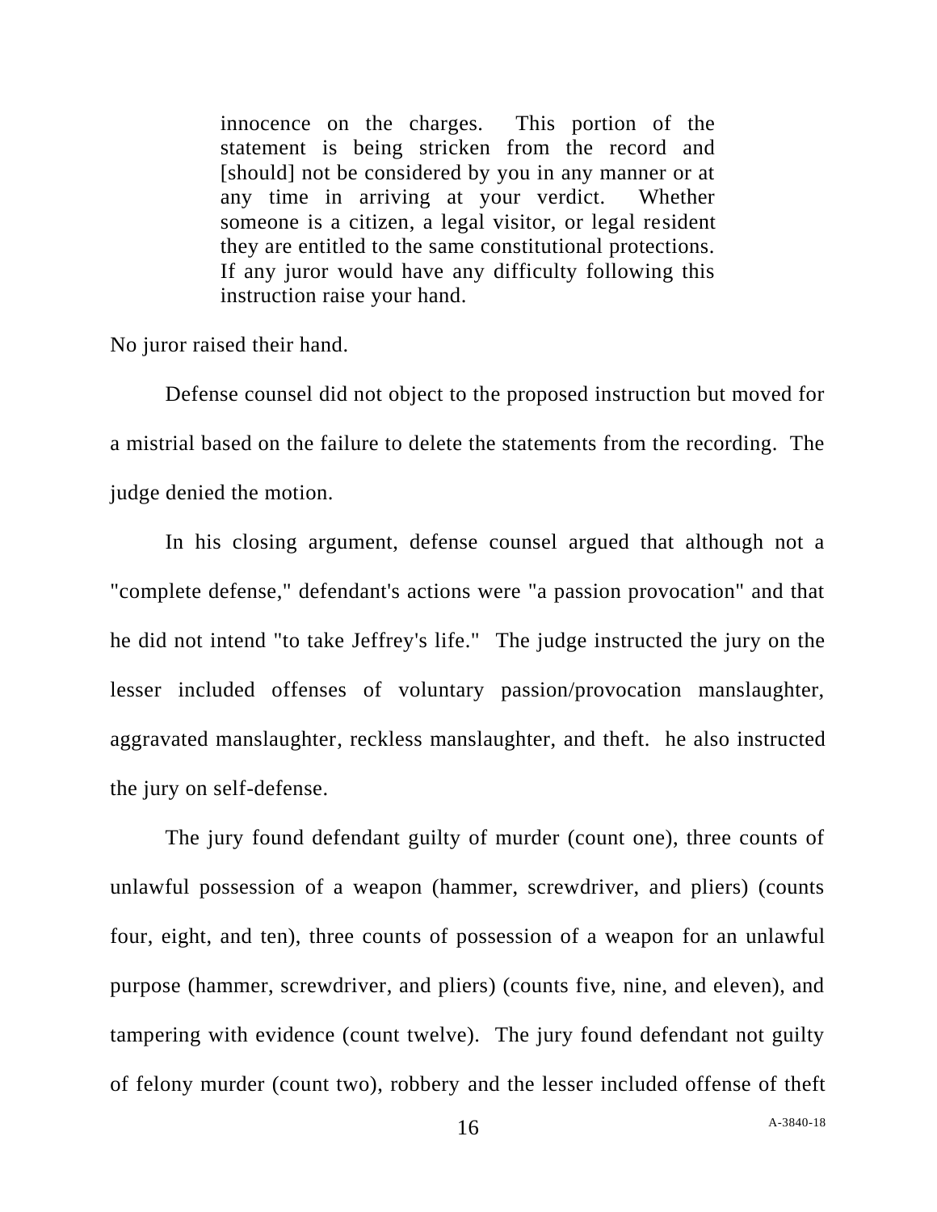> innocence on the charges. This portion of the statement is being stricken from the record and [should] not be considered by you in any manner or at any time in arriving at your verdict. Whether someone is a citizen, a legal visitor, or legal resident they are entitled to the same constitutional protections. If any juror would have any difficulty following this instruction raise your hand.

No juror raised their hand.

Defense counsel did not object to the proposed instruction but moved for a mistrial based on the failure to delete the statements from the recording. The judge denied the motion.

In his closing argument, defense counsel argued that although not a "complete defense," defendant's actions were "a passion provocation" and that he did not intend "to take Jeffrey's life." The judge instructed the jury on the lesser included offenses of voluntary passion/provocation manslaughter, aggravated manslaughter, reckless manslaughter, and theft. he also instructed the jury on self-defense.

The jury found defendant guilty of murder (count one), three counts of unlawful possession of a weapon (hammer, screwdriver, and pliers) (counts four, eight, and ten), three counts of possession of a weapon for an unlawful purpose (hammer, screwdriver, and pliers) (counts five, nine, and eleven), and tampering with evidence (count twelve). The jury found defendant not guilty of felony murder (count two), robbery and the lesser included offense of theft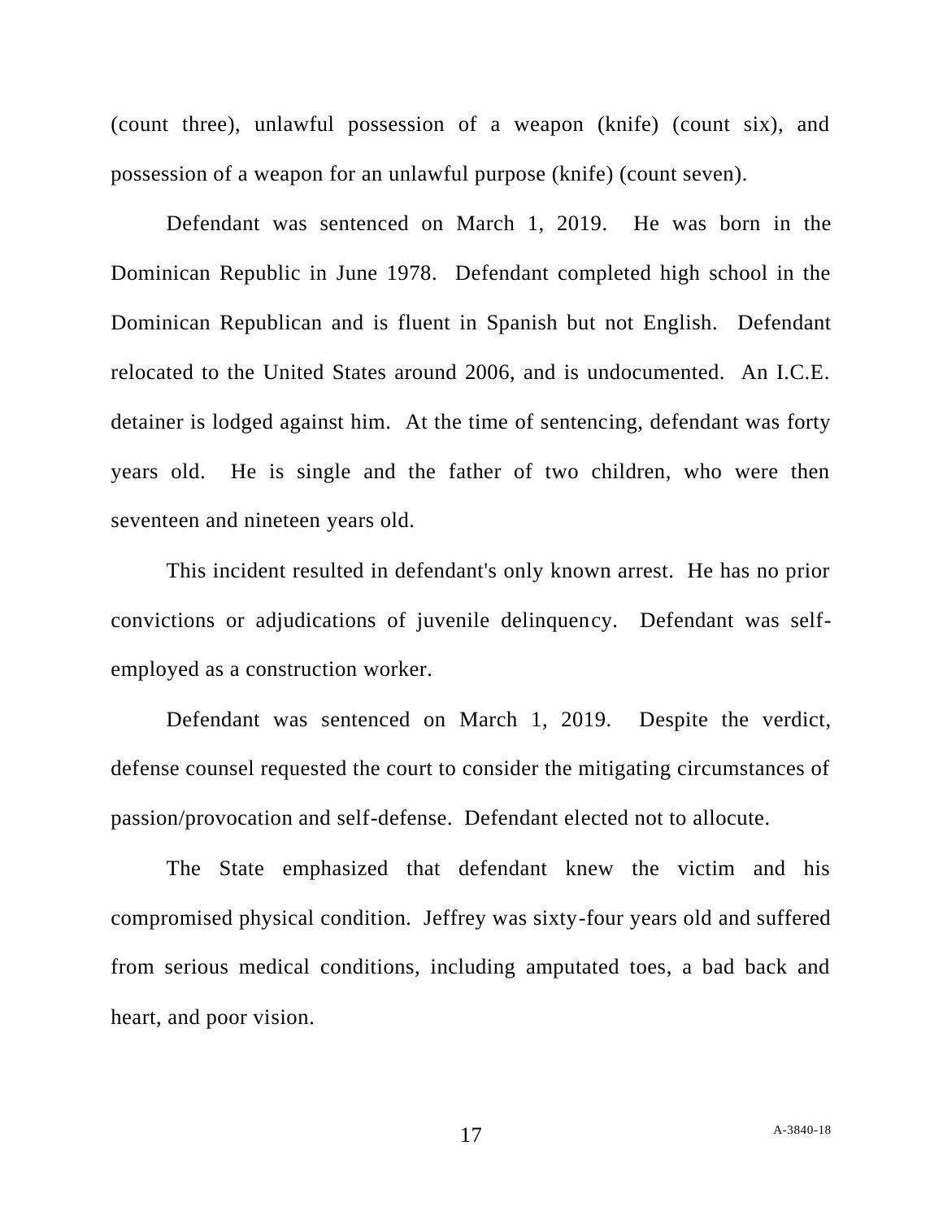(count three), unlawful possession of a weapon (knife) (count six), and possession of a weapon for an unlawful purpose (knife) (count seven).

Defendant was sentenced on March 1, 2019. He was born in the Dominican Republic in June 1978. Defendant completed high school in the Dominican Republican and is fluent in Spanish but not English. Defendant relocated to the United States around 2006, and is undocumented. An I.C.E. detainer is lodged against him. At the time of sentencing, defendant was forty years old. He is single and the father of two children, who were then seventeen and nineteen years old.

This incident resulted in defendant's only known arrest. He has no prior convictions or adjudications of juvenile delinquency. Defendant was self-employed as a construction worker.

Defendant was sentenced on March 1, 2019. Despite the verdict, defense counsel requested the court to consider the mitigating circumstances of passion/provocation and self-defense. Defendant elected not to allocute.

The State emphasized that defendant knew the victim and his compromised physical condition. Jeffrey was sixty-four years old and suffered from serious medical conditions, including amputated toes, a bad back and heart, and poor vision.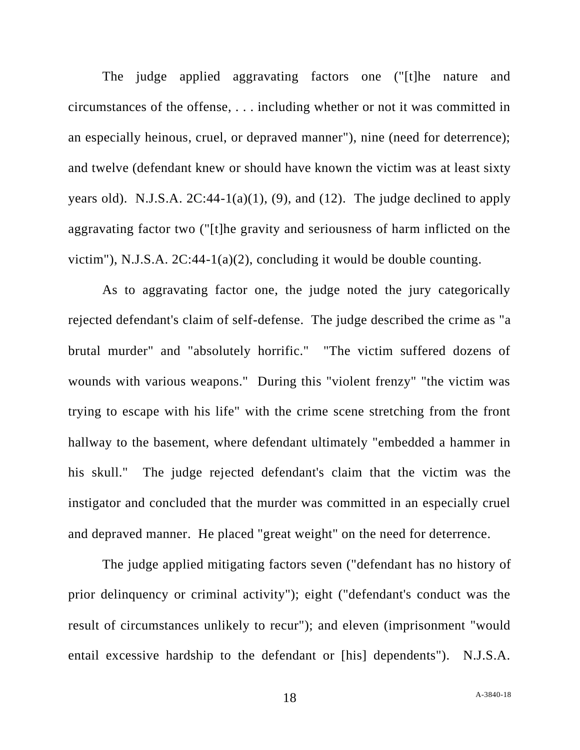The judge applied aggravating factors one ("[t]he nature and circumstances of the offense, . . . including whether or not it was committed in an especially heinous, cruel, or depraved manner"), nine (need for deterrence); and twelve (defendant knew or should have known the victim was at least sixty years old). N.J.S.A. 2C:44-1(a)(1), (9), and (12). The judge declined to apply aggravating factor two ("[t]he gravity and seriousness of harm inflicted on the victim"), N.J.S.A. 2C:44-1(a)(2), concluding it would be double counting.

As to aggravating factor one, the judge noted the jury categorically rejected defendant's claim of self-defense. The judge described the crime as "a brutal murder" and "absolutely horrific." "The victim suffered dozens of wounds with various weapons." During this "violent frenzy" "the victim was trying to escape with his life" with the crime scene stretching from the front hallway to the basement, where defendant ultimately "embedded a hammer in his skull." The judge rejected defendant's claim that the victim was the instigator and concluded that the murder was committed in an especially cruel and depraved manner. He placed "great weight" on the need for deterrence.

The judge applied mitigating factors seven ("defendant has no history of prior delinquency or criminal activity"); eight ("defendant's conduct was the result of circumstances unlikely to recur"); and eleven (imprisonment "would entail excessive hardship to the defendant or [his] dependents"). N.J.S.A.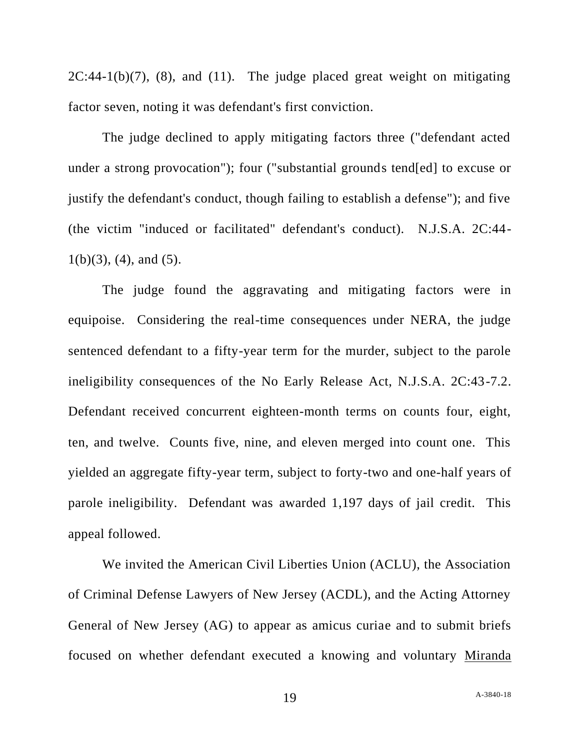2C:44-1(b)(7), (8), and (11). The judge placed great weight on mitigating factor seven, noting it was defendant's first conviction.

The judge declined to apply mitigating factors three ("defendant acted under a strong provocation"); four ("substantial grounds tend[ed] to excuse or justify the defendant's conduct, though failing to establish a defense"); and five (the victim "induced or facilitated" defendant's conduct). N.J.S.A. 2C:44-1(b)(3), (4), and (5).

The judge found the aggravating and mitigating factors were in equipoise. Considering the real-time consequences under NERA, the judge sentenced defendant to a fifty-year term for the murder, subject to the parole ineligibility consequences of the No Early Release Act, N.J.S.A. 2C:43-7.2. Defendant received concurrent eighteen-month terms on counts four, eight, ten, and twelve. Counts five, nine, and eleven merged into count one. This yielded an aggregate fifty-year term, subject to forty-two and one-half years of parole ineligibility. Defendant was awarded 1,197 days of jail credit. This appeal followed.

We invited the American Civil Liberties Union (ACLU), the Association of Criminal Defense Lawyers of New Jersey (ACDL), and the Acting Attorney General of New Jersey (AG) to appear as amicus curiae and to submit briefs focused on whether defendant executed a knowing and voluntary Miranda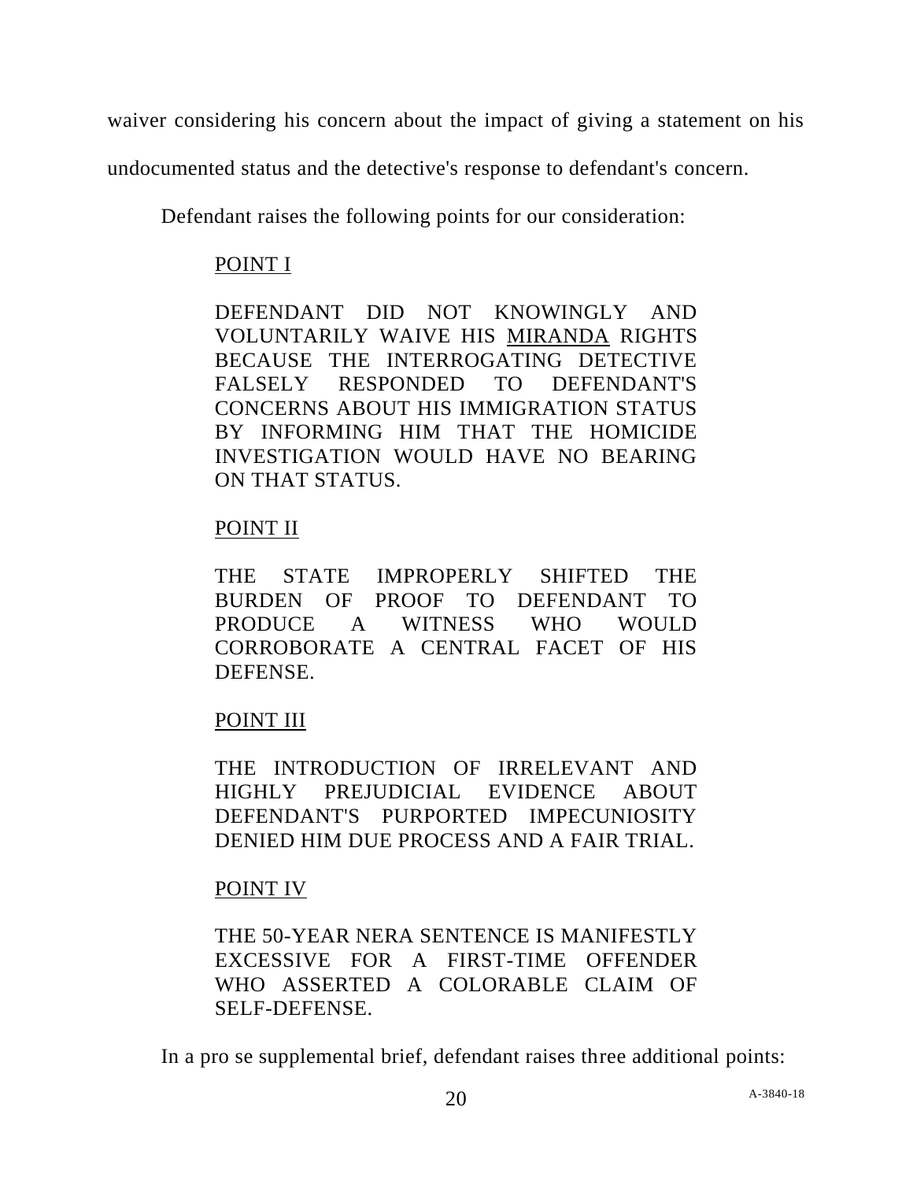waiver considering his concern about the impact of giving a statement on his undocumented status and the detective's response to defendant's concern.

Defendant raises the following points for our consideration:

POINT I

DEFENDANT DID NOT KNOWINGLY AND VOLUNTARILY WAIVE HIS MIRANDA RIGHTS BECAUSE THE INTERROGATING DETECTIVE FALSELY RESPONDED TO DEFENDANT'S CONCERNS ABOUT HIS IMMIGRATION STATUS BY INFORMING HIM THAT THE HOMICIDE INVESTIGATION WOULD HAVE NO BEARING ON THAT STATUS.

POINT II

THE STATE IMPROPERLY SHIFTED THE BURDEN OF PROOF TO DEFENDANT TO PRODUCE A WITNESS WHO WOULD CORROBORATE A CENTRAL FACET OF HIS DEFENSE.

POINT III

THE INTRODUCTION OF IRRELEVANT AND HIGHLY PREJUDICIAL EVIDENCE ABOUT DEFENDANT'S PURPORTED IMPECUNIOSITY DENIED HIM DUE PROCESS AND A FAIR TRIAL.

POINT IV

THE 50-YEAR NERA SENTENCE IS MANIFESTLY EXCESSIVE FOR A FIRST-TIME OFFENDER WHO ASSERTED A COLORABLE CLAIM OF SELF-DEFENSE.

In a pro se supplemental brief, defendant raises three additional points: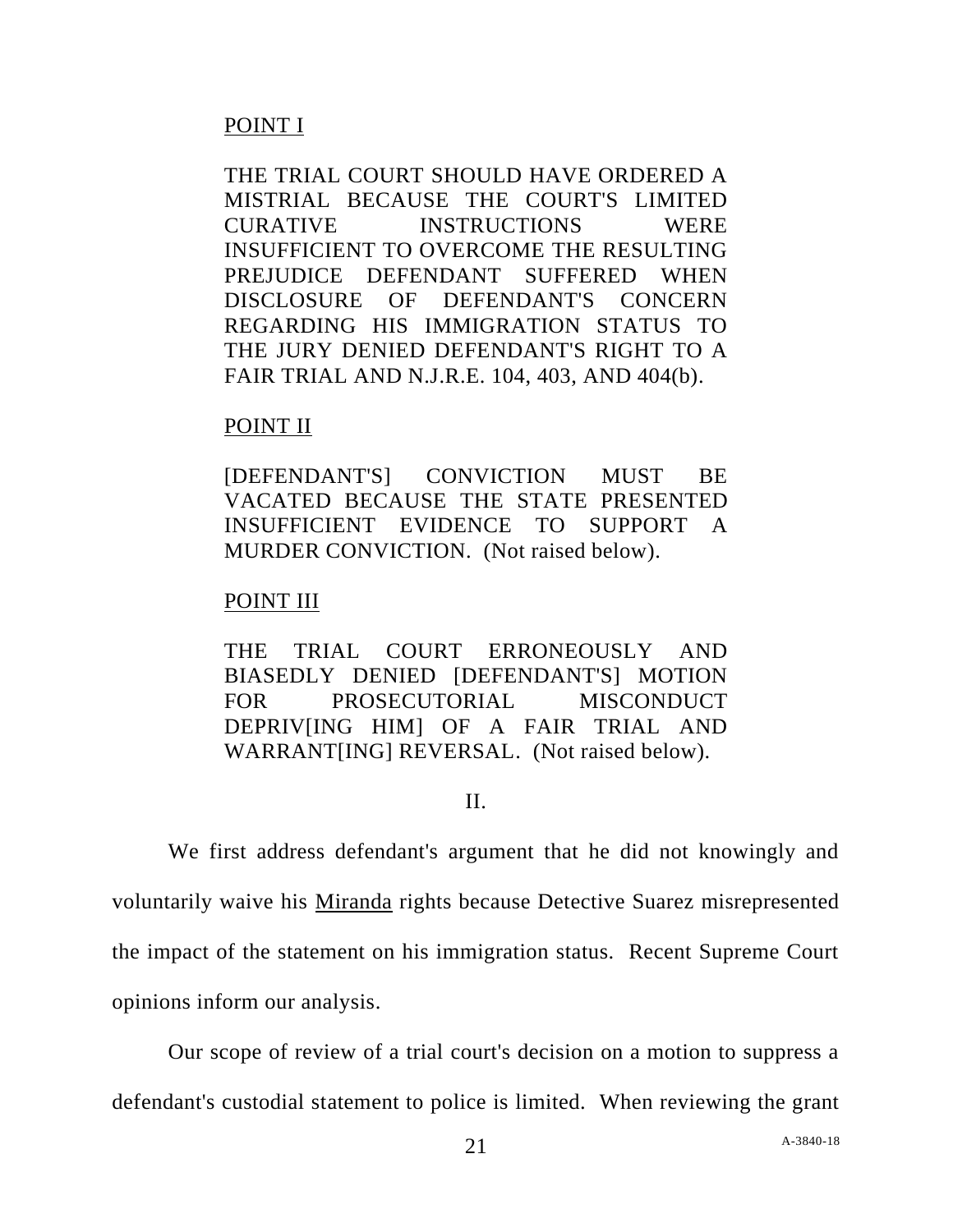POINT I

THE TRIAL COURT SHOULD HAVE ORDERED A MISTRIAL BECAUSE THE COURT'S LIMITED CURATIVE INSTRUCTIONS WERE INSUFFICIENT TO OVERCOME THE RESULTING PREJUDICE DEFENDANT SUFFERED WHEN DISCLOSURE OF DEFENDANT'S CONCERN REGARDING HIS IMMIGRATION STATUS TO THE JURY DENIED DEFENDANT'S RIGHT TO A FAIR TRIAL AND N.J.R.E. 104, 403, AND 404(b).

POINT II

[DEFENDANT'S] CONVICTION MUST BE VACATED BECAUSE THE STATE PRESENTED INSUFFICIENT EVIDENCE TO SUPPORT A MURDER CONVICTION. (Not raised below).

POINT III

THE TRIAL COURT ERRONEOUSLY AND BIASEDLY DENIED [DEFENDANT'S] MOTION FOR PROSECUTORIAL MISCONDUCT DEPRIV[ING HIM] OF A FAIR TRIAL AND WARRANT[ING] REVERSAL. (Not raised below).

II.

We first address defendant's argument that he did not knowingly and voluntarily waive his Miranda rights because Detective Suarez misrepresented the impact of the statement on his immigration status. Recent Supreme Court opinions inform our analysis.

Our scope of review of a trial court's decision on a motion to suppress a defendant's custodial statement to police is limited. When reviewing the grant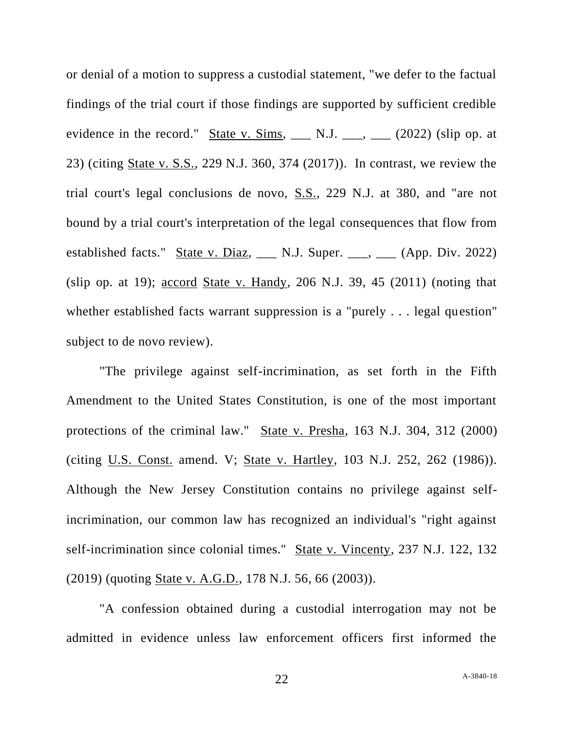or denial of a motion to suppress a custodial statement, "we defer to the factual findings of the trial court if those findings are supported by sufficient credible evidence in the record." State v. Sims, ___ N.J. ___, ___ (2022) (slip op. at 23) (citing State v. S.S., 229 N.J. 360, 374 (2017)). In contrast, we review the trial court's legal conclusions de novo, S.S., 229 N.J. at 380, and "are not bound by a trial court's interpretation of the legal consequences that flow from established facts." State v. Diaz, ___ N.J. Super. ___, ___ (App. Div. 2022) (slip op. at 19); accord State v. Handy, 206 N.J. 39, 45 (2011) (noting that whether established facts warrant suppression is a "purely . . . legal question" subject to de novo review).

"The privilege against self-incrimination, as set forth in the Fifth Amendment to the United States Constitution, is one of the most important protections of the criminal law." State v. Presha, 163 N.J. 304, 312 (2000) (citing U.S. Const. amend. V; State v. Hartley, 103 N.J. 252, 262 (1986)). Although the New Jersey Constitution contains no privilege against self-incrimination, our common law has recognized an individual's "right against self-incrimination since colonial times." State v. Vincenty, 237 N.J. 122, 132 (2019) (quoting State v. A.G.D., 178 N.J. 56, 66 (2003)).

"A confession obtained during a custodial interrogation may not be admitted in evidence unless law enforcement officers first informed the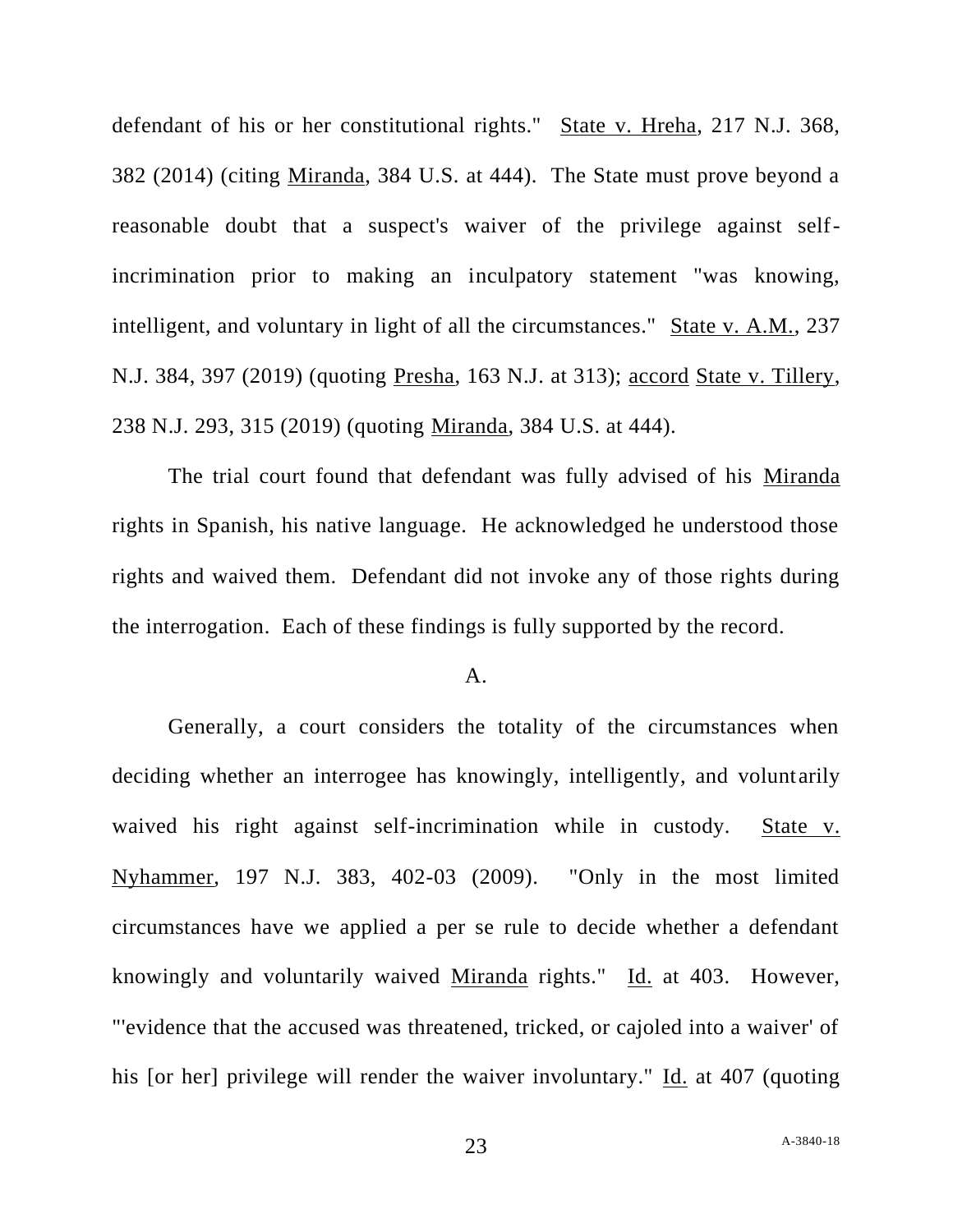defendant of his or her constitutional rights." State v. Hreha, 217 N.J. 368, 382 (2014) (citing Miranda, 384 U.S. at 444). The State must prove beyond a reasonable doubt that a suspect's waiver of the privilege against self-incrimination prior to making an inculpatory statement "was knowing, intelligent, and voluntary in light of all the circumstances." State v. A.M., 237 N.J. 384, 397 (2019) (quoting Presha, 163 N.J. at 313); accord State v. Tillery, 238 N.J. 293, 315 (2019) (quoting Miranda, 384 U.S. at 444).

The trial court found that defendant was fully advised of his Miranda rights in Spanish, his native language. He acknowledged he understood those rights and waived them. Defendant did not invoke any of those rights during the interrogation. Each of these findings is fully supported by the record.

## A.

Generally, a court considers the totality of the circumstances when deciding whether an interrogee has knowingly, intelligently, and voluntarily waived his right against self-incrimination while in custody. State v. Nyhammer, 197 N.J. 383, 402-03 (2009). "Only in the most limited circumstances have we applied a per se rule to decide whether a defendant knowingly and voluntarily waived Miranda rights." Id. at 403. However, "'evidence that the accused was threatened, tricked, or cajoled into a waiver' of his [or her] privilege will render the waiver involuntary." Id. at 407 (quoting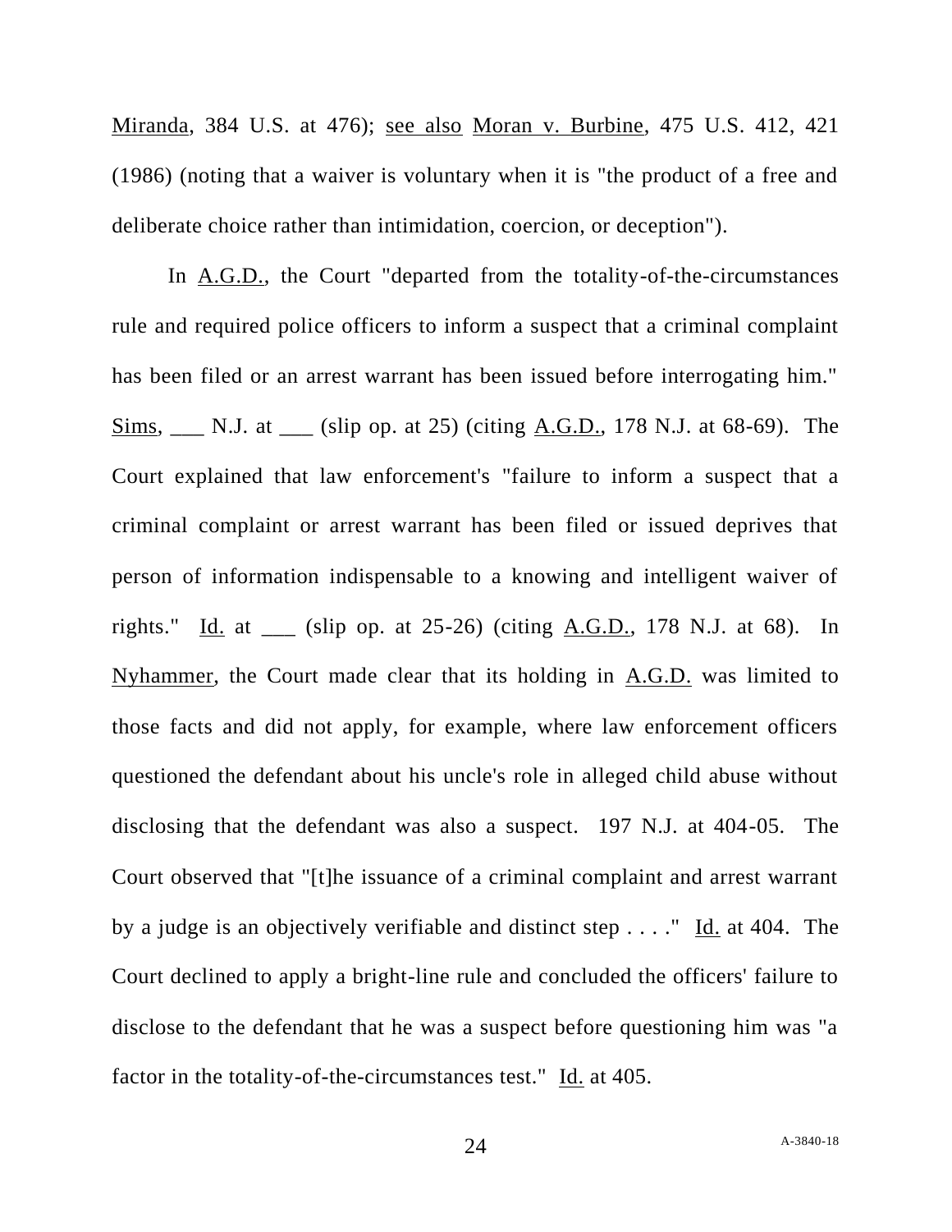Miranda, 384 U.S. at 476); see also Moran v. Burbine, 475 U.S. 412, 421 (1986) (noting that a waiver is voluntary when it is "the product of a free and deliberate choice rather than intimidation, coercion, or deception").

In A.G.D., the Court "departed from the totality-of-the-circumstances rule and required police officers to inform a suspect that a criminal complaint has been filed or an arrest warrant has been issued before interrogating him." Sims, ___ N.J. at ___ (slip op. at 25) (citing A.G.D., 178 N.J. at 68-69). The Court explained that law enforcement's "failure to inform a suspect that a criminal complaint or arrest warrant has been filed or issued deprives that person of information indispensable to a knowing and intelligent waiver of rights." Id. at ___ (slip op. at 25-26) (citing A.G.D., 178 N.J. at 68). In Nyhammer, the Court made clear that its holding in A.G.D. was limited to those facts and did not apply, for example, where law enforcement officers questioned the defendant about his uncle's role in alleged child abuse without disclosing that the defendant was also a suspect. 197 N.J. at 404-05. The Court observed that "[t]he issuance of a criminal complaint and arrest warrant by a judge is an objectively verifiable and distinct step . . . ." Id. at 404. The Court declined to apply a bright-line rule and concluded the officers' failure to disclose to the defendant that he was a suspect before questioning him was "a factor in the totality-of-the-circumstances test." Id. at 405.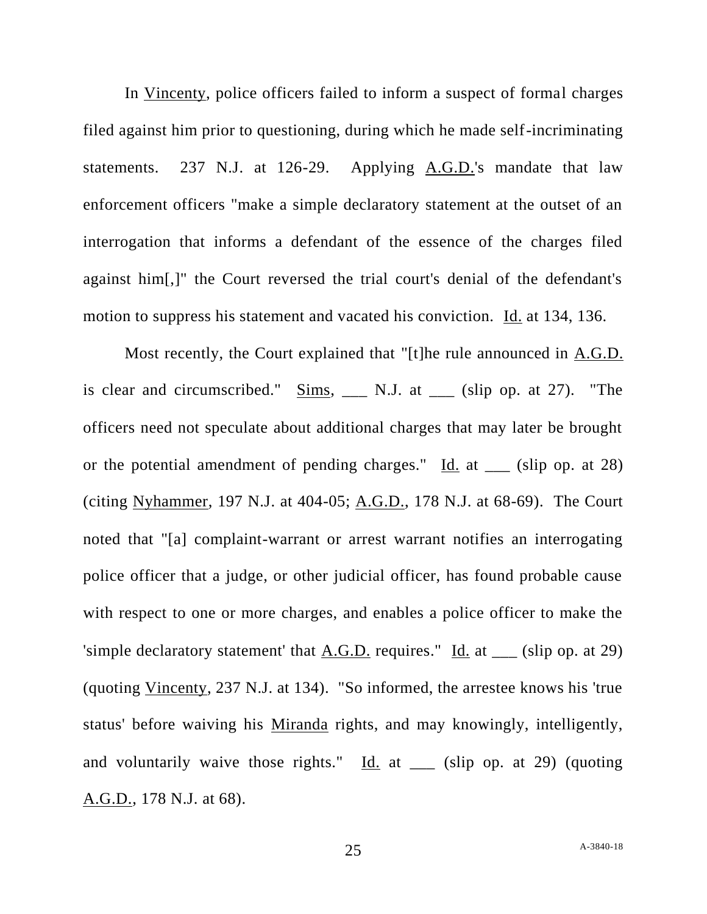In Vincenty, police officers failed to inform a suspect of formal charges filed against him prior to questioning, during which he made self-incriminating statements. 237 N.J. at 126-29. Applying A.G.D.'s mandate that law enforcement officers "make a simple declaratory statement at the outset of an interrogation that informs a defendant of the essence of the charges filed against him[,]" the Court reversed the trial court's denial of the defendant's motion to suppress his statement and vacated his conviction. Id. at 134, 136.

Most recently, the Court explained that "[t]he rule announced in A.G.D. is clear and circumscribed." Sims, ___ N.J. at ___ (slip op. at 27). "The officers need not speculate about additional charges that may later be brought or the potential amendment of pending charges." Id. at ___ (slip op. at 28) (citing Nyhammer, 197 N.J. at 404-05; A.G.D., 178 N.J. at 68-69). The Court noted that "[a] complaint-warrant or arrest warrant notifies an interrogating police officer that a judge, or other judicial officer, has found probable cause with respect to one or more charges, and enables a police officer to make the 'simple declaratory statement' that A.G.D. requires." Id. at ___ (slip op. at 29) (quoting Vincenty, 237 N.J. at 134). "So informed, the arrestee knows his 'true status' before waiving his Miranda rights, and may knowingly, intelligently, and voluntarily waive those rights." Id. at ___ (slip op. at 29) (quoting A.G.D., 178 N.J. at 68).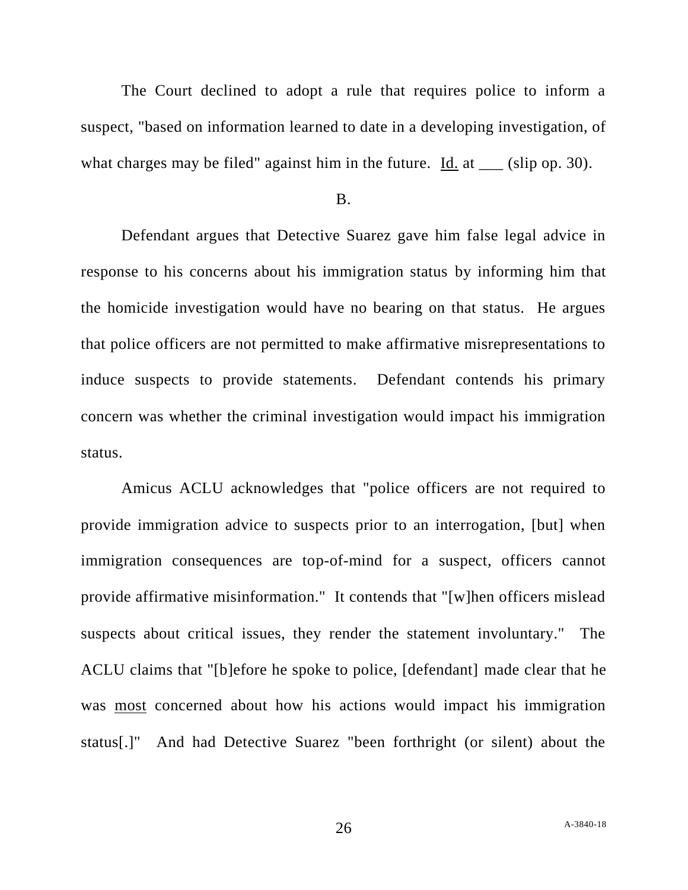The Court declined to adopt a rule that requires police to inform a suspect, "based on information learned to date in a developing investigation, of what charges may be filed" against him in the future. Id. at ___ (slip op. 30).

B.

Defendant argues that Detective Suarez gave him false legal advice in response to his concerns about his immigration status by informing him that the homicide investigation would have no bearing on that status. He argues that police officers are not permitted to make affirmative misrepresentations to induce suspects to provide statements. Defendant contends his primary concern was whether the criminal investigation would impact his immigration status.

Amicus ACLU acknowledges that "police officers are not required to provide immigration advice to suspects prior to an interrogation, [but] when immigration consequences are top-of-mind for a suspect, officers cannot provide affirmative misinformation." It contends that "[w]hen officers mislead suspects about critical issues, they render the statement involuntary." The ACLU claims that "[b]efore he spoke to police, [defendant] made clear that he was most concerned about how his actions would impact his immigration status[.]" And had Detective Suarez "been forthright (or silent) about the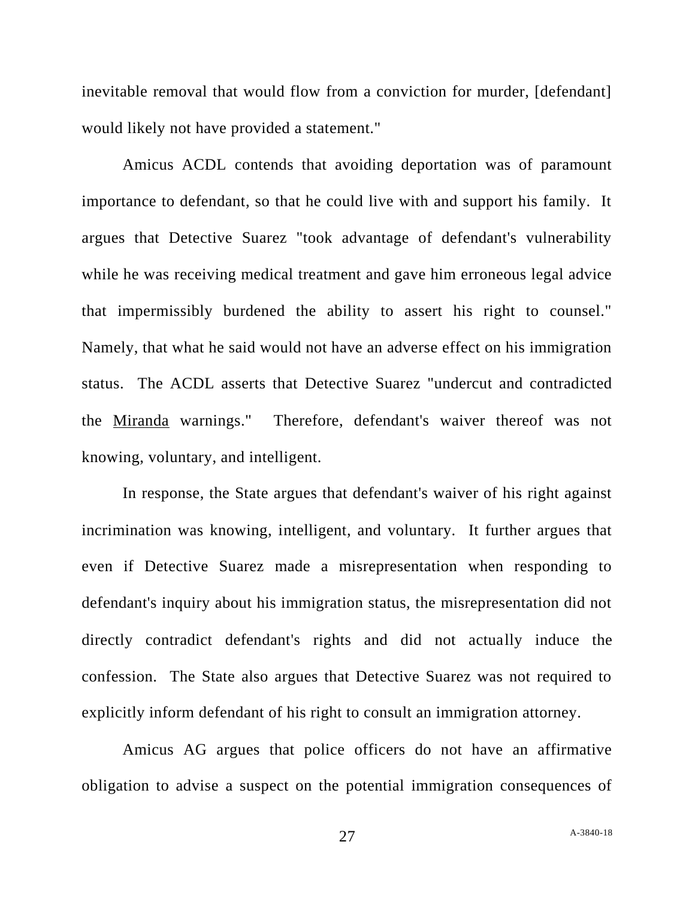inevitable removal that would flow from a conviction for murder, [defendant] would likely not have provided a statement."

Amicus ACDL contends that avoiding deportation was of paramount importance to defendant, so that he could live with and support his family. It argues that Detective Suarez "took advantage of defendant's vulnerability while he was receiving medical treatment and gave him erroneous legal advice that impermissibly burdened the ability to assert his right to counsel." Namely, that what he said would not have an adverse effect on his immigration status. The ACDL asserts that Detective Suarez "undercut and contradicted the Miranda warnings." Therefore, defendant's waiver thereof was not knowing, voluntary, and intelligent.

In response, the State argues that defendant's waiver of his right against incrimination was knowing, intelligent, and voluntary. It further argues that even if Detective Suarez made a misrepresentation when responding to defendant's inquiry about his immigration status, the misrepresentation did not directly contradict defendant's rights and did not actually induce the confession. The State also argues that Detective Suarez was not required to explicitly inform defendant of his right to consult an immigration attorney.

Amicus AG argues that police officers do not have an affirmative obligation to advise a suspect on the potential immigration consequences of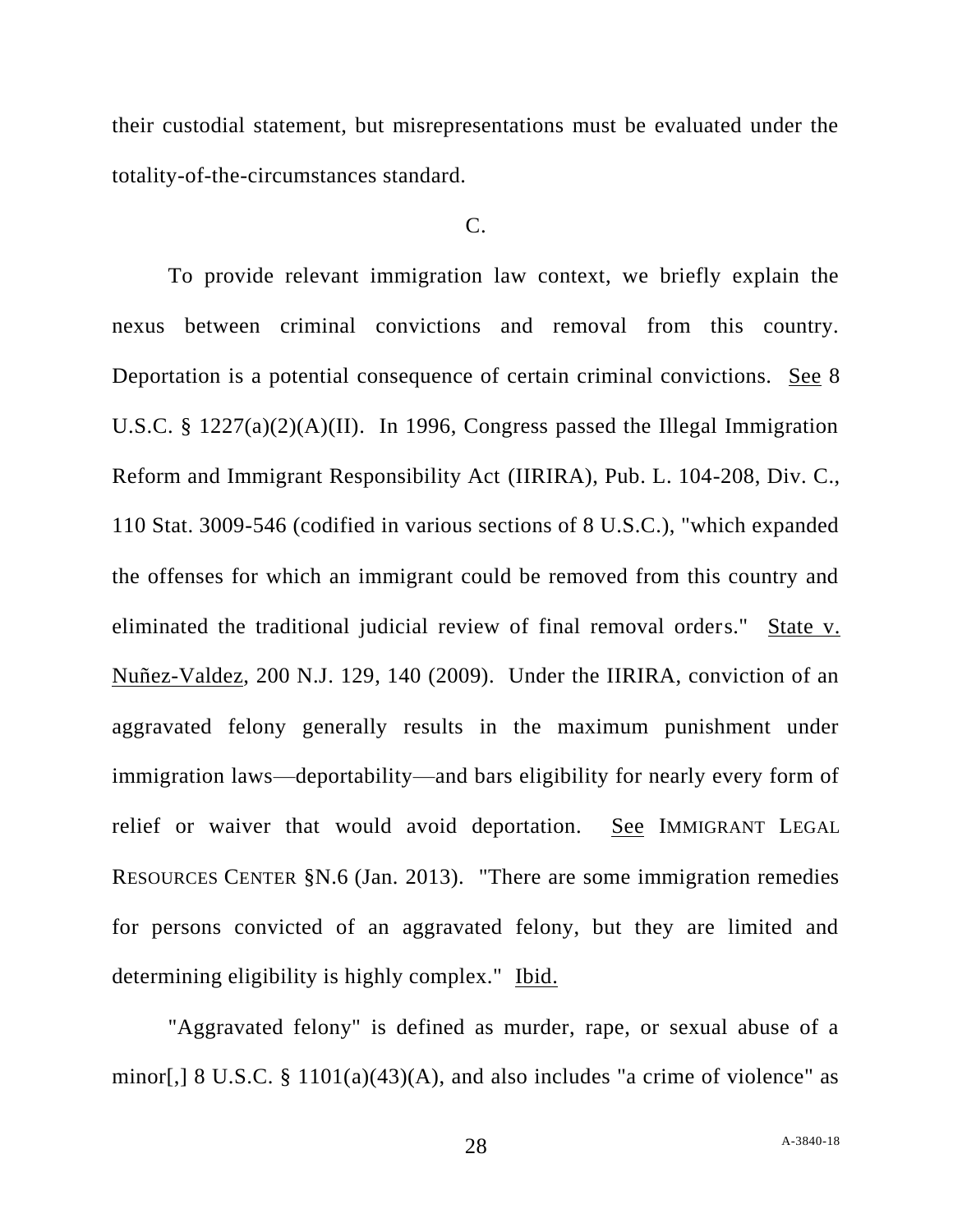their custodial statement, but misrepresentations must be evaluated under the totality-of-the-circumstances standard.

C.

To provide relevant immigration law context, we briefly explain the nexus between criminal convictions and removal from this country. Deportation is a potential consequence of certain criminal convictions. See 8 U.S.C. § 1227(a)(2)(A)(II). In 1996, Congress passed the Illegal Immigration Reform and Immigrant Responsibility Act (IIRIRA), Pub. L. 104-208, Div. C., 110 Stat. 3009-546 (codified in various sections of 8 U.S.C.), "which expanded the offenses for which an immigrant could be removed from this country and eliminated the traditional judicial review of final removal orders." State v. Nuñez-Valdez, 200 N.J. 129, 140 (2009). Under the IIRIRA, conviction of an aggravated felony generally results in the maximum punishment under immigration laws—deportability—and bars eligibility for nearly every form of relief or waiver that would avoid deportation. See IMMIGRANT LEGAL RESOURCES CENTER §N.6 (Jan. 2013). "There are some immigration remedies for persons convicted of an aggravated felony, but they are limited and determining eligibility is highly complex." Ibid.

"Aggravated felony" is defined as murder, rape, or sexual abuse of a minor[,] 8 U.S.C. § 1101(a)(43)(A), and also includes "a crime of violence" as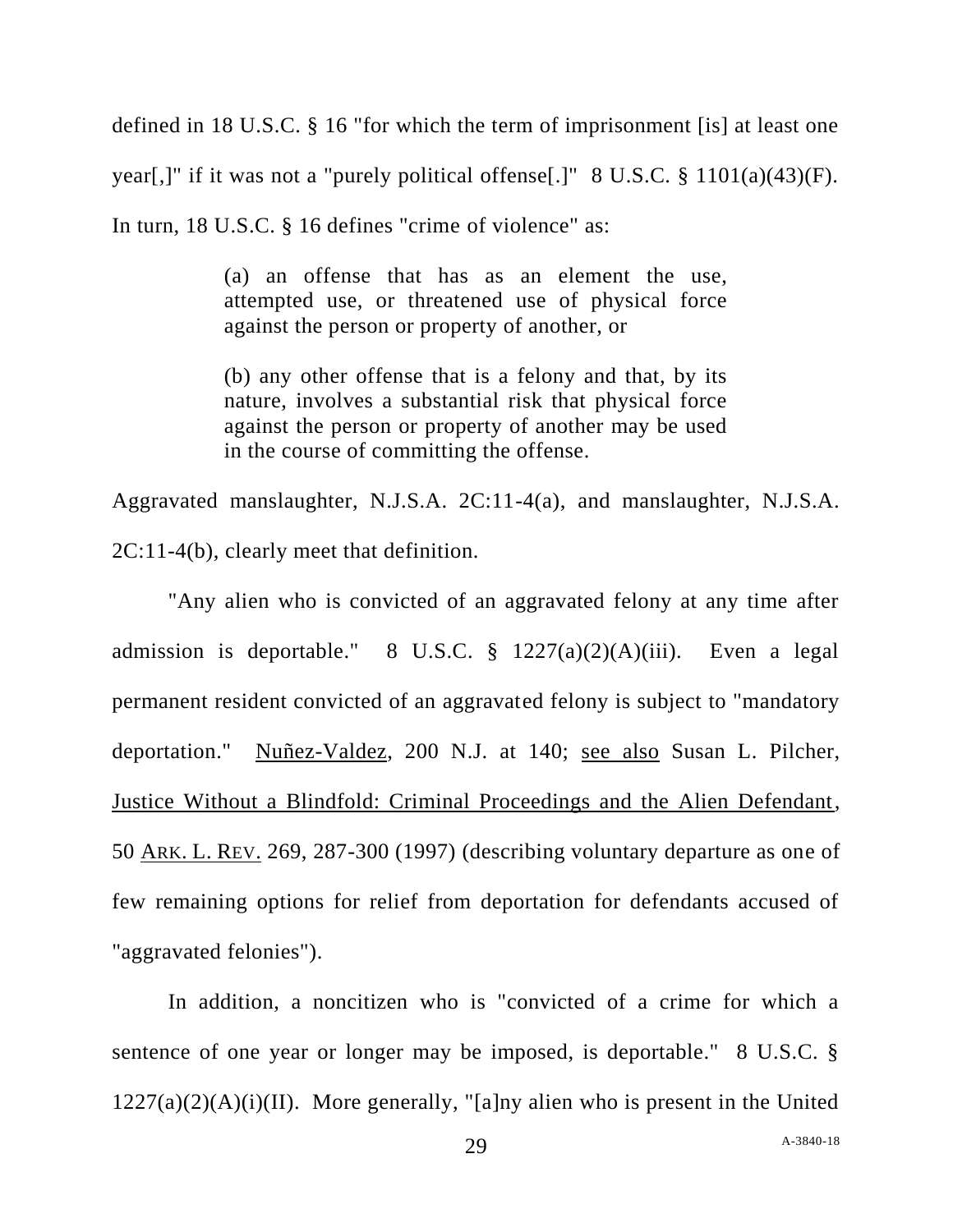defined in 18 U.S.C. § 16 "for which the term of imprisonment [is] at least one year[,]" if it was not a "purely political offense[.]" 8 U.S.C. § 1101(a)(43)(F). In turn, 18 U.S.C. § 16 defines "crime of violence" as:

> (a) an offense that has as an element the use, attempted use, or threatened use of physical force against the person or property of another, or
>
> (b) any other offense that is a felony and that, by its nature, involves a substantial risk that physical force against the person or property of another may be used in the course of committing the offense.

Aggravated manslaughter, N.J.S.A. 2C:11-4(a), and manslaughter, N.J.S.A. 2C:11-4(b), clearly meet that definition.

"Any alien who is convicted of an aggravated felony at any time after admission is deportable." 8 U.S.C. § 1227(a)(2)(A)(iii). Even a legal permanent resident convicted of an aggravated felony is subject to "mandatory deportation." Nuñez-Valdez, 200 N.J. at 140; see also Susan L. Pilcher, Justice Without a Blindfold: Criminal Proceedings and the Alien Defendant, 50 ARK. L. REV. 269, 287-300 (1997) (describing voluntary departure as one of few remaining options for relief from deportation for defendants accused of "aggravated felonies").

In addition, a noncitizen who is "convicted of a crime for which a sentence of one year or longer may be imposed, is deportable." 8 U.S.C. § 1227(a)(2)(A)(i)(II). More generally, "[a]ny alien who is present in the United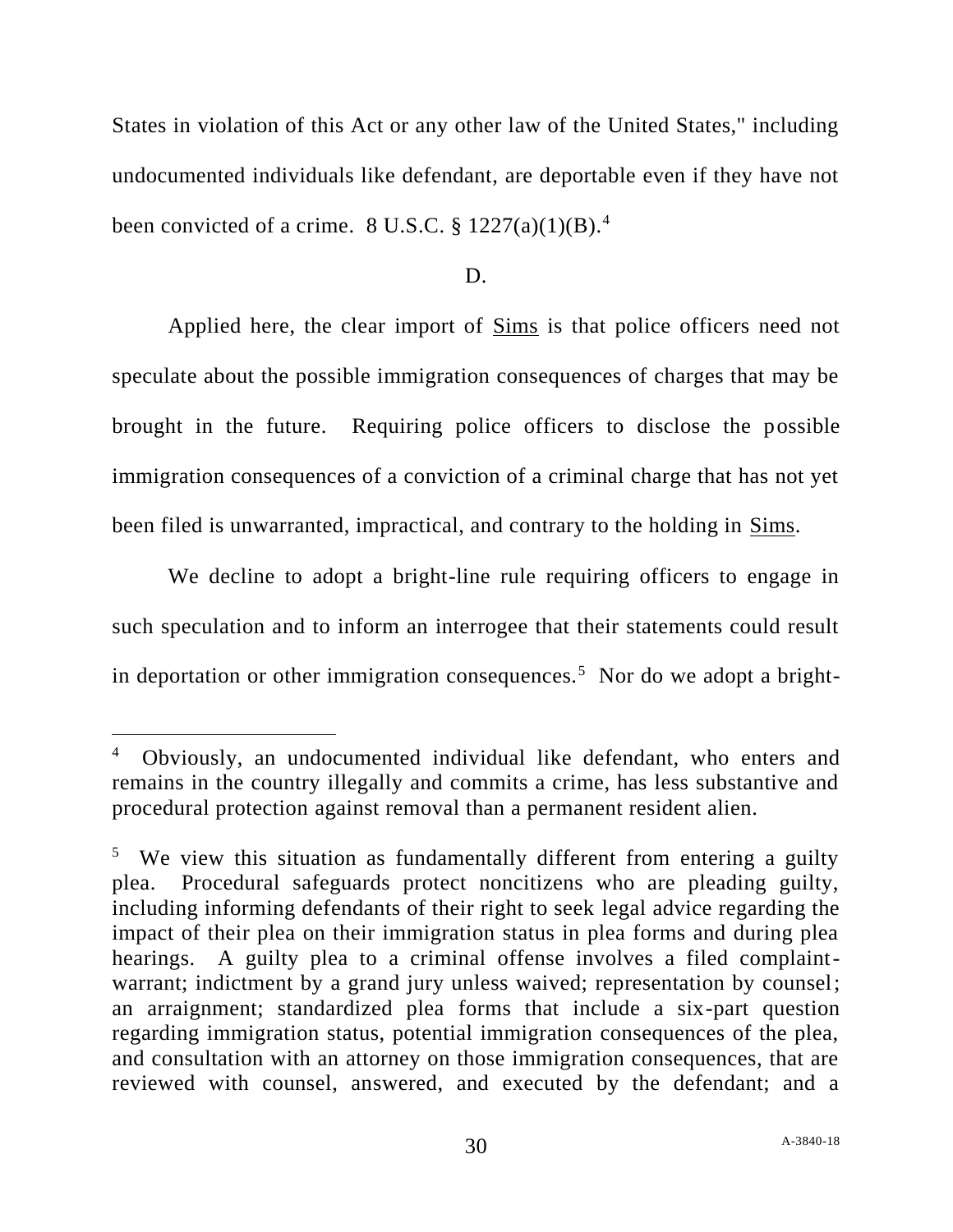States in violation of this Act or any other law of the United States," including undocumented individuals like defendant, are deportable even if they have not been convicted of a crime. 8 U.S.C. § 1227(a)(1)(B).[4]

D.

Applied here, the clear import of Sims is that police officers need not speculate about the possible immigration consequences of charges that may be brought in the future. Requiring police officers to disclose the possible immigration consequences of a conviction of a criminal charge that has not yet been filed is unwarranted, impractical, and contrary to the holding in Sims.

We decline to adopt a bright-line rule requiring officers to engage in such speculation and to inform an interrogee that their statements could result in deportation or other immigration consequences.[5] Nor do we adopt a bright-

---

[4] Obviously, an undocumented individual like defendant, who enters and remains in the country illegally and commits a crime, has less substantive and procedural protection against removal than a permanent resident alien.

[5] We view this situation as fundamentally different from entering a guilty plea. Procedural safeguards protect noncitizens who are pleading guilty, including informing defendants of their right to seek legal advice regarding the impact of their plea on their immigration status in plea forms and during plea hearings. A guilty plea to a criminal offense involves a filed complaint-warrant; indictment by a grand jury unless waived; representation by counsel; an arraignment; standardized plea forms that include a six-part question regarding immigration status, potential immigration consequences of the plea, and consultation with an attorney on those immigration consequences, that are reviewed with counsel, answered, and executed by the defendant; and a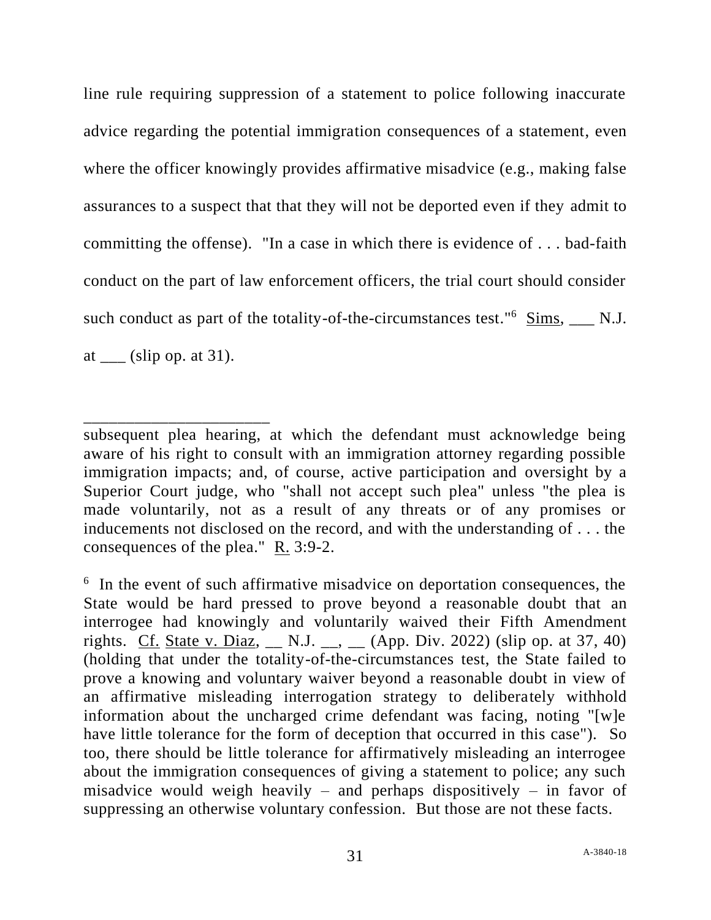line rule requiring suppression of a statement to police following inaccurate advice regarding the potential immigration consequences of a statement, even where the officer knowingly provides affirmative misadvice (e.g., making false assurances to a suspect that that they will not be deported even if they admit to committing the offense). "In a case in which there is evidence of . . . bad-faith conduct on the part of law enforcement officers, the trial court should consider such conduct as part of the totality-of-the-circumstances test."[6] Sims, ___ N.J. at ___ (slip op. at 31).

---

subsequent plea hearing, at which the defendant must acknowledge being aware of his right to consult with an immigration attorney regarding possible immigration impacts; and, of course, active participation and oversight by a Superior Court judge, who "shall not accept such plea" unless "the plea is made voluntarily, not as a result of any threats or of any promises or inducements not disclosed on the record, and with the understanding of . . . the consequences of the plea." R. 3:9-2.

[6] In the event of such affirmative misadvice on deportation consequences, the State would be hard pressed to prove beyond a reasonable doubt that an interrogee had knowingly and voluntarily waived their Fifth Amendment rights. Cf. State v. Diaz, __ N.J. __, __ (App. Div. 2022) (slip op. at 37, 40) (holding that under the totality-of-the-circumstances test, the State failed to prove a knowing and voluntary waiver beyond a reasonable doubt in view of an affirmative misleading interrogation strategy to deliberately withhold information about the uncharged crime defendant was facing, noting "[w]e have little tolerance for the form of deception that occurred in this case"). So too, there should be little tolerance for affirmatively misleading an interrogee about the immigration consequences of giving a statement to police; any such misadvice would weigh heavily – and perhaps dispositively – in favor of suppressing an otherwise voluntary confession. But those are not these facts.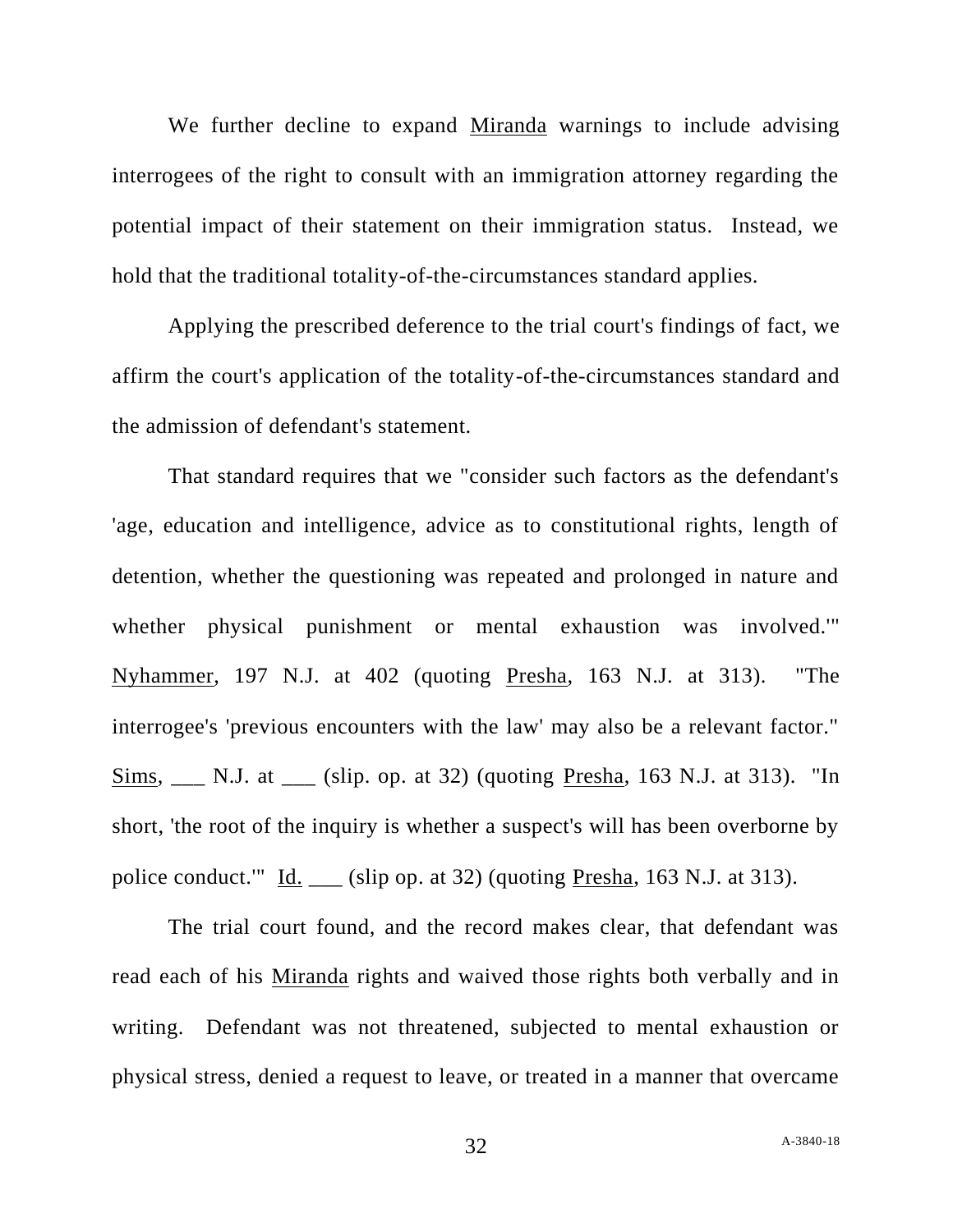We further decline to expand Miranda warnings to include advising interrogees of the right to consult with an immigration attorney regarding the potential impact of their statement on their immigration status. Instead, we hold that the traditional totality-of-the-circumstances standard applies.

Applying the prescribed deference to the trial court's findings of fact, we affirm the court's application of the totality-of-the-circumstances standard and the admission of defendant's statement.

That standard requires that we "consider such factors as the defendant's 'age, education and intelligence, advice as to constitutional rights, length of detention, whether the questioning was repeated and prolonged in nature and whether physical punishment or mental exhaustion was involved.'" Nyhammer, 197 N.J. at 402 (quoting Presha, 163 N.J. at 313). "The interrogee's 'previous encounters with the law' may also be a relevant factor." Sims, ___ N.J. at ___ (slip. op. at 32) (quoting Presha, 163 N.J. at 313). "In short, 'the root of the inquiry is whether a suspect's will has been overborne by police conduct.'" Id. ___ (slip op. at 32) (quoting Presha, 163 N.J. at 313).

The trial court found, and the record makes clear, that defendant was read each of his Miranda rights and waived those rights both verbally and in writing. Defendant was not threatened, subjected to mental exhaustion or physical stress, denied a request to leave, or treated in a manner that overcame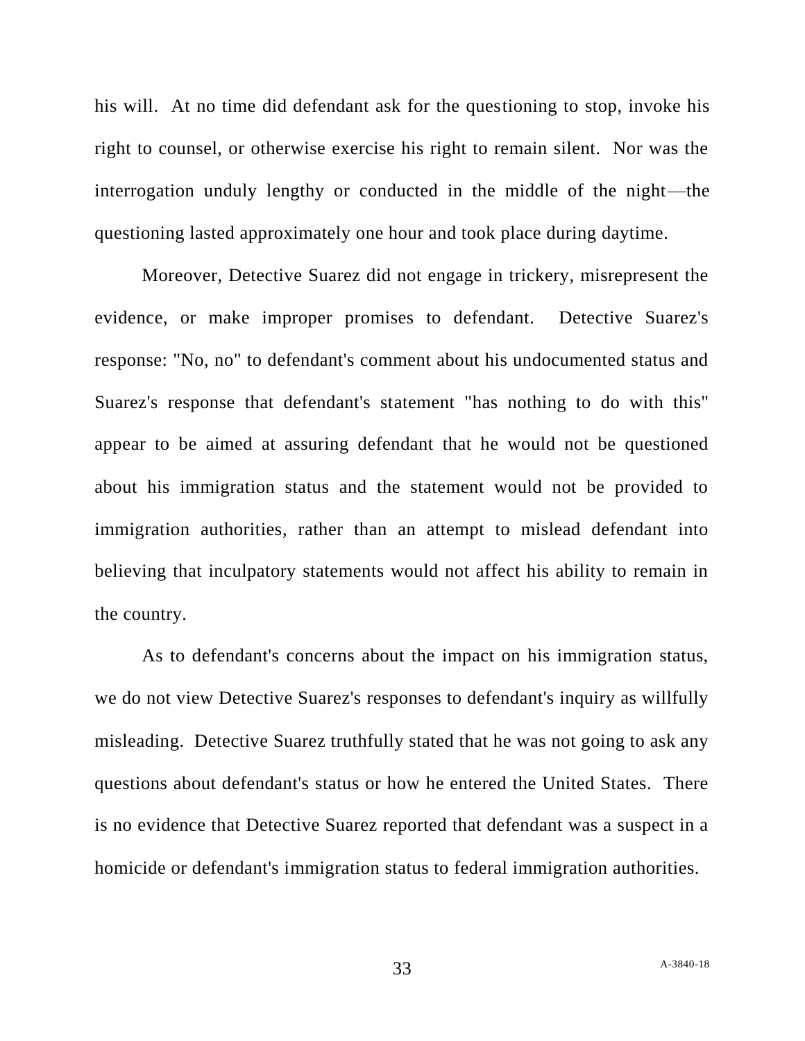his will. At no time did defendant ask for the questioning to stop, invoke his right to counsel, or otherwise exercise his right to remain silent. Nor was the interrogation unduly lengthy or conducted in the middle of the night—the questioning lasted approximately one hour and took place during daytime.

Moreover, Detective Suarez did not engage in trickery, misrepresent the evidence, or make improper promises to defendant. Detective Suarez's response: "No, no" to defendant's comment about his undocumented status and Suarez's response that defendant's statement "has nothing to do with this" appear to be aimed at assuring defendant that he would not be questioned about his immigration status and the statement would not be provided to immigration authorities, rather than an attempt to mislead defendant into believing that inculpatory statements would not affect his ability to remain in the country.

As to defendant's concerns about the impact on his immigration status, we do not view Detective Suarez's responses to defendant's inquiry as willfully misleading. Detective Suarez truthfully stated that he was not going to ask any questions about defendant's status or how he entered the United States. There is no evidence that Detective Suarez reported that defendant was a suspect in a homicide or defendant's immigration status to federal immigration authorities.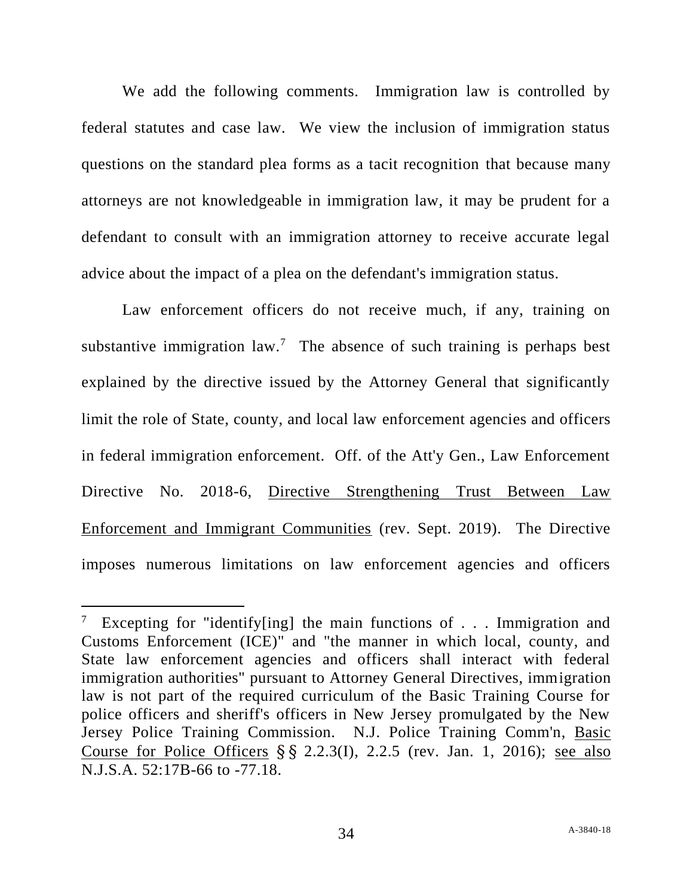We add the following comments. Immigration law is controlled by federal statutes and case law. We view the inclusion of immigration status questions on the standard plea forms as a tacit recognition that because many attorneys are not knowledgeable in immigration law, it may be prudent for a defendant to consult with an immigration attorney to receive accurate legal advice about the impact of a plea on the defendant's immigration status.

Law enforcement officers do not receive much, if any, training on substantive immigration law.[7] The absence of such training is perhaps best explained by the directive issued by the Attorney General that significantly limit the role of State, county, and local law enforcement agencies and officers in federal immigration enforcement. Off. of the Att'y Gen., Law Enforcement Directive No. 2018-6, Directive Strengthening Trust Between Law Enforcement and Immigrant Communities (rev. Sept. 2019). The Directive imposes numerous limitations on law enforcement agencies and officers

---

[7] Excepting for "identify[ing] the main functions of . . . Immigration and Customs Enforcement (ICE)" and "the manner in which local, county, and State law enforcement agencies and officers shall interact with federal immigration authorities" pursuant to Attorney General Directives, immigration law is not part of the required curriculum of the Basic Training Course for police officers and sheriff's officers in New Jersey promulgated by the New Jersey Police Training Commission. N.J. Police Training Comm'n, Basic Course for Police Officers §§ 2.2.3(I), 2.2.5 (rev. Jan. 1, 2016); see also N.J.S.A. 52:17B-66 to -77.18.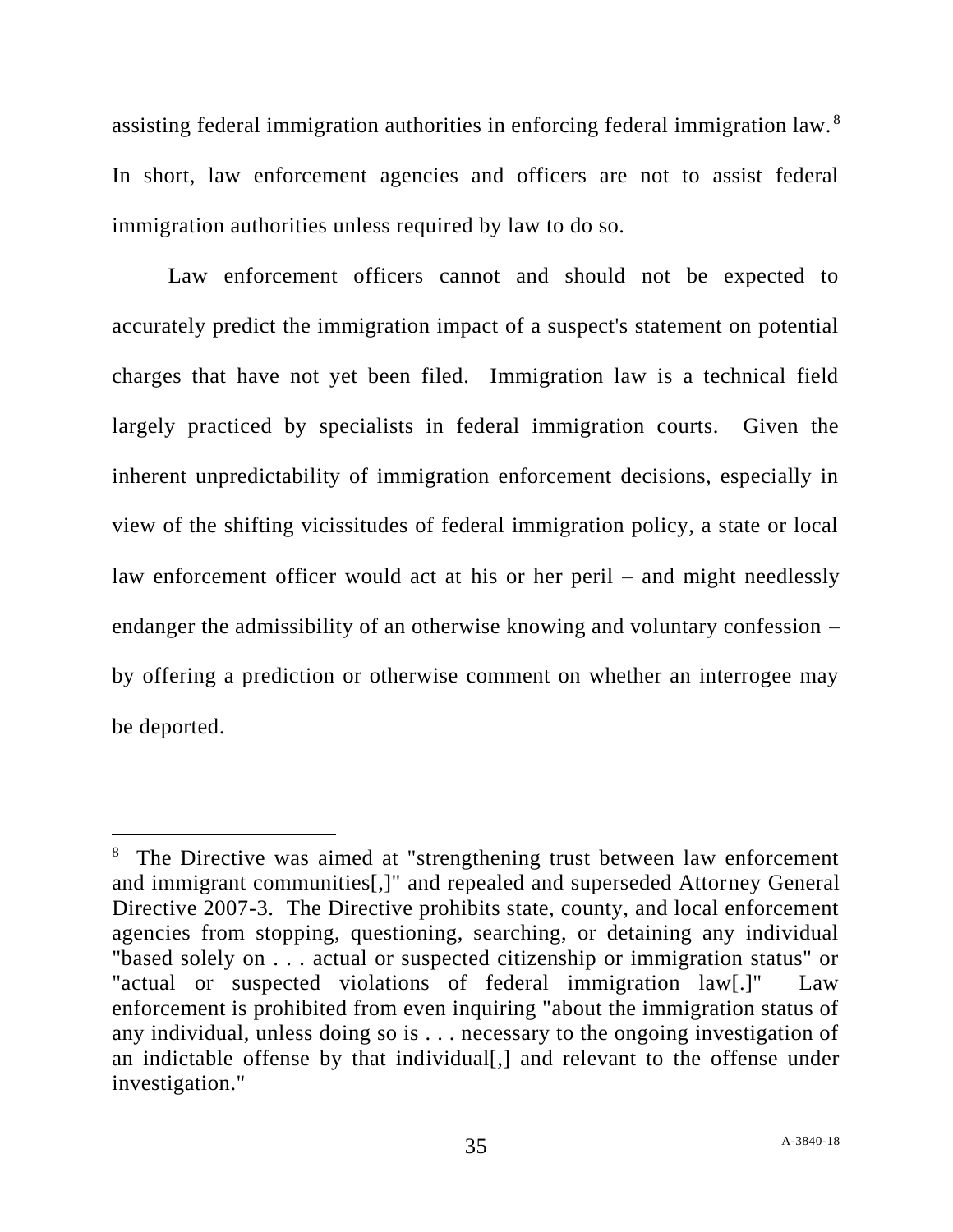assisting federal immigration authorities in enforcing federal immigration law.[8] In short, law enforcement agencies and officers are not to assist federal immigration authorities unless required by law to do so.

Law enforcement officers cannot and should not be expected to accurately predict the immigration impact of a suspect's statement on potential charges that have not yet been filed. Immigration law is a technical field largely practiced by specialists in federal immigration courts. Given the inherent unpredictability of immigration enforcement decisions, especially in view of the shifting vicissitudes of federal immigration policy, a state or local law enforcement officer would act at his or her peril – and might needlessly endanger the admissibility of an otherwise knowing and voluntary confession – by offering a prediction or otherwise comment on whether an interrogee may be deported.

---

[8] The Directive was aimed at "strengthening trust between law enforcement and immigrant communities[,]" and repealed and superseded Attorney General Directive 2007-3. The Directive prohibits state, county, and local enforcement agencies from stopping, questioning, searching, or detaining any individual "based solely on . . . actual or suspected citizenship or immigration status" or "actual or suspected violations of federal immigration law[.]" Law enforcement is prohibited from even inquiring "about the immigration status of any individual, unless doing so is . . . necessary to the ongoing investigation of an indictable offense by that individual[,] and relevant to the offense under investigation."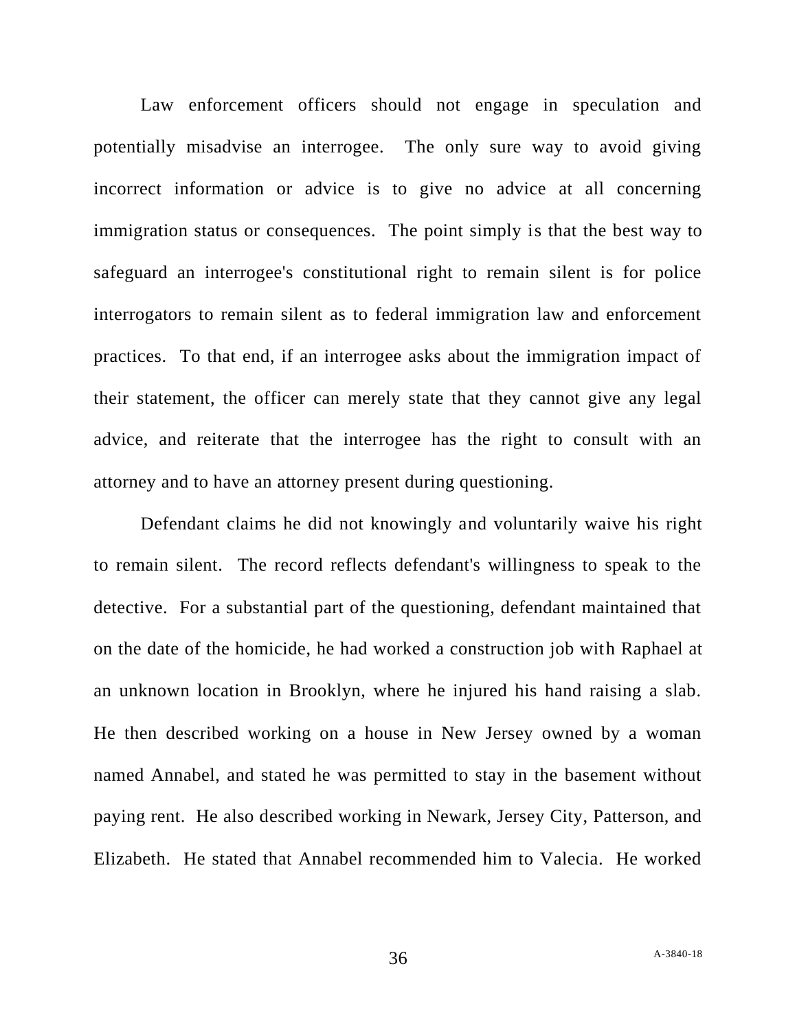Law enforcement officers should not engage in speculation and potentially misadvise an interrogee. The only sure way to avoid giving incorrect information or advice is to give no advice at all concerning immigration status or consequences. The point simply is that the best way to safeguard an interrogee's constitutional right to remain silent is for police interrogators to remain silent as to federal immigration law and enforcement practices. To that end, if an interrogee asks about the immigration impact of their statement, the officer can merely state that they cannot give any legal advice, and reiterate that the interrogee has the right to consult with an attorney and to have an attorney present during questioning.

Defendant claims he did not knowingly and voluntarily waive his right to remain silent. The record reflects defendant's willingness to speak to the detective. For a substantial part of the questioning, defendant maintained that on the date of the homicide, he had worked a construction job with Raphael at an unknown location in Brooklyn, where he injured his hand raising a slab. He then described working on a house in New Jersey owned by a woman named Annabel, and stated he was permitted to stay in the basement without paying rent. He also described working in Newark, Jersey City, Patterson, and Elizabeth. He stated that Annabel recommended him to Valecia. He worked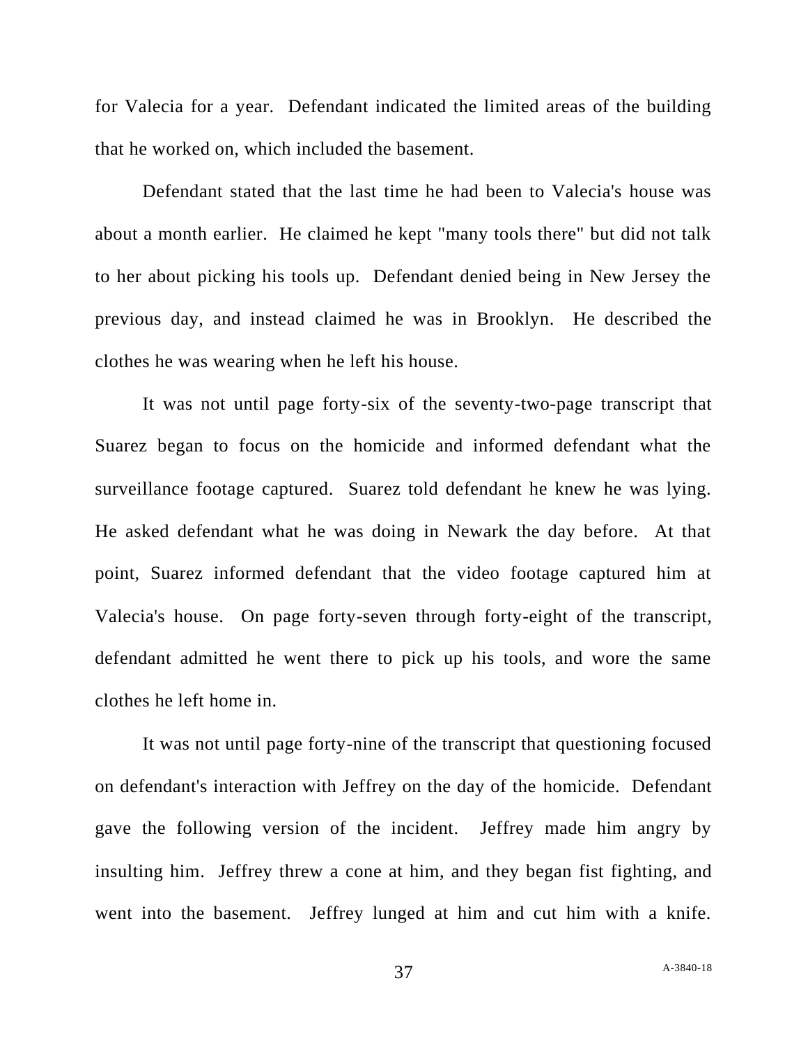for Valecia for a year. Defendant indicated the limited areas of the building that he worked on, which included the basement.

Defendant stated that the last time he had been to Valecia's house was about a month earlier. He claimed he kept "many tools there" but did not talk to her about picking his tools up. Defendant denied being in New Jersey the previous day, and instead claimed he was in Brooklyn. He described the clothes he was wearing when he left his house.

It was not until page forty-six of the seventy-two-page transcript that Suarez began to focus on the homicide and informed defendant what the surveillance footage captured. Suarez told defendant he knew he was lying. He asked defendant what he was doing in Newark the day before. At that point, Suarez informed defendant that the video footage captured him at Valecia's house. On page forty-seven through forty-eight of the transcript, defendant admitted he went there to pick up his tools, and wore the same clothes he left home in.

It was not until page forty-nine of the transcript that questioning focused on defendant's interaction with Jeffrey on the day of the homicide. Defendant gave the following version of the incident. Jeffrey made him angry by insulting him. Jeffrey threw a cone at him, and they began fist fighting, and went into the basement. Jeffrey lunged at him and cut him with a knife.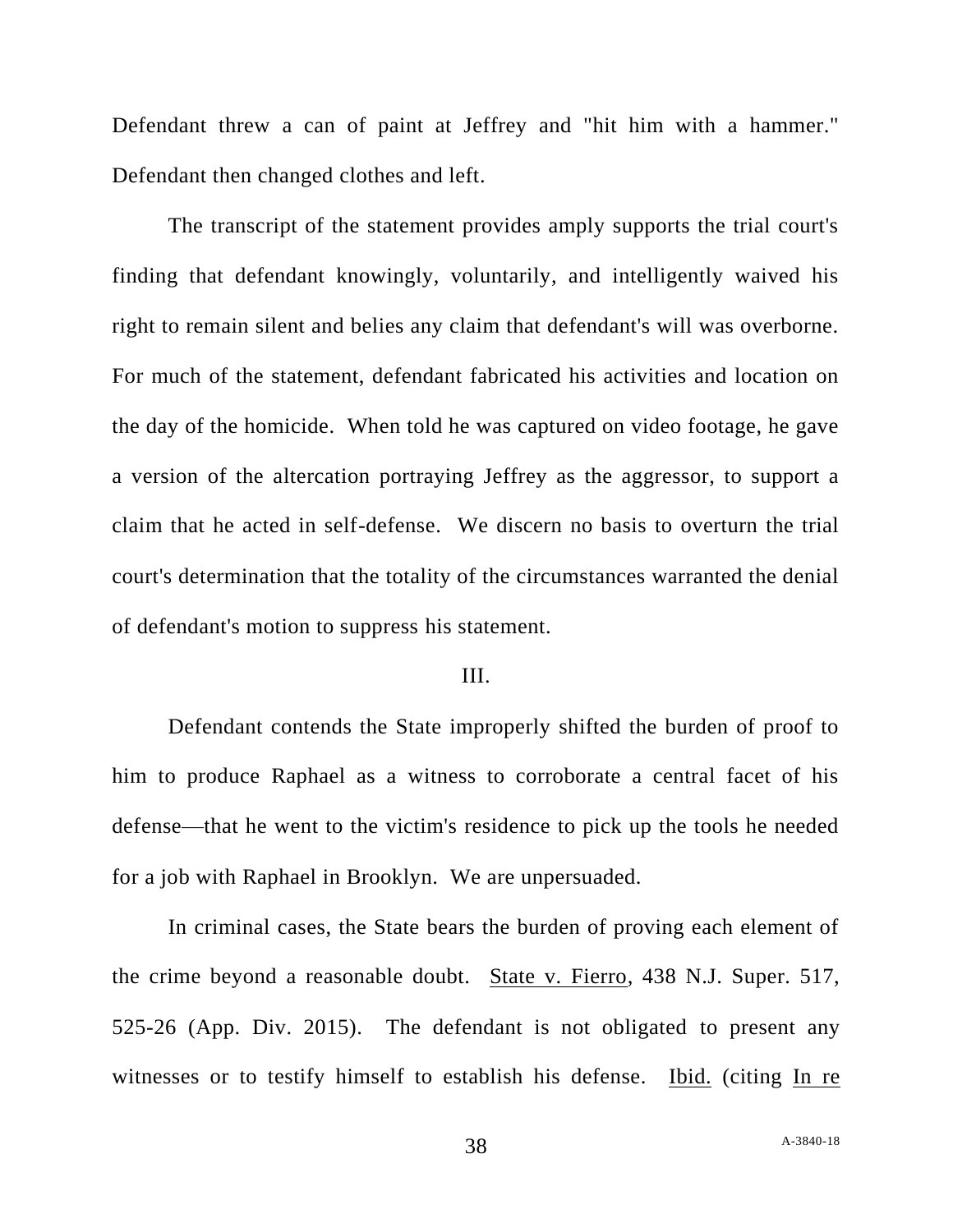Defendant threw a can of paint at Jeffrey and "hit him with a hammer." Defendant then changed clothes and left.

The transcript of the statement provides amply supports the trial court's finding that defendant knowingly, voluntarily, and intelligently waived his right to remain silent and belies any claim that defendant's will was overborne. For much of the statement, defendant fabricated his activities and location on the day of the homicide. When told he was captured on video footage, he gave a version of the altercation portraying Jeffrey as the aggressor, to support a claim that he acted in self-defense. We discern no basis to overturn the trial court's determination that the totality of the circumstances warranted the denial of defendant's motion to suppress his statement.

III.

Defendant contends the State improperly shifted the burden of proof to him to produce Raphael as a witness to corroborate a central facet of his defense—that he went to the victim's residence to pick up the tools he needed for a job with Raphael in Brooklyn. We are unpersuaded.

In criminal cases, the State bears the burden of proving each element of the crime beyond a reasonable doubt. State v. Fierro, 438 N.J. Super. 517, 525-26 (App. Div. 2015). The defendant is not obligated to present any witnesses or to testify himself to establish his defense. Ibid. (citing In re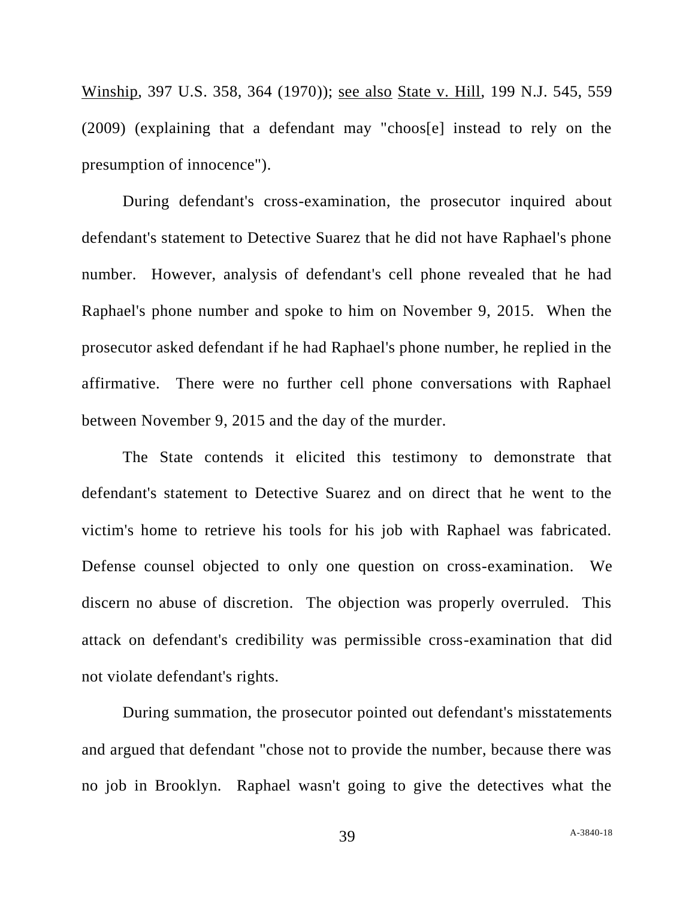Winship, 397 U.S. 358, 364 (1970)); see also State v. Hill, 199 N.J. 545, 559 (2009) (explaining that a defendant may "choos[e] instead to rely on the presumption of innocence").

During defendant's cross-examination, the prosecutor inquired about defendant's statement to Detective Suarez that he did not have Raphael's phone number. However, analysis of defendant's cell phone revealed that he had Raphael's phone number and spoke to him on November 9, 2015. When the prosecutor asked defendant if he had Raphael's phone number, he replied in the affirmative. There were no further cell phone conversations with Raphael between November 9, 2015 and the day of the murder.

The State contends it elicited this testimony to demonstrate that defendant's statement to Detective Suarez and on direct that he went to the victim's home to retrieve his tools for his job with Raphael was fabricated. Defense counsel objected to only one question on cross-examination. We discern no abuse of discretion. The objection was properly overruled. This attack on defendant's credibility was permissible cross-examination that did not violate defendant's rights.

During summation, the prosecutor pointed out defendant's misstatements and argued that defendant "chose not to provide the number, because there was no job in Brooklyn. Raphael wasn't going to give the detectives what the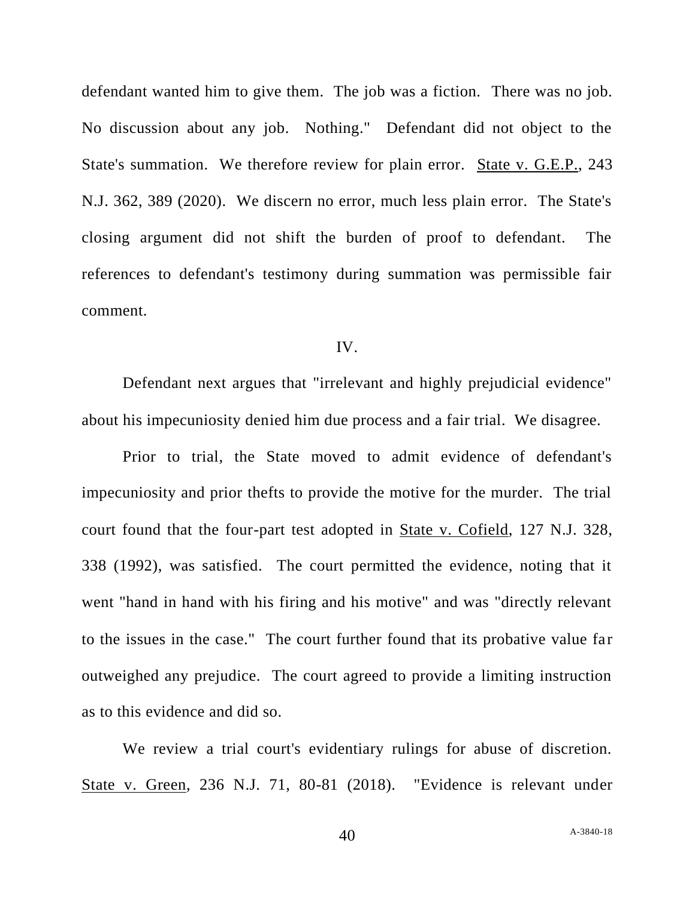defendant wanted him to give them. The job was a fiction. There was no job. No discussion about any job. Nothing." Defendant did not object to the State's summation. We therefore review for plain error. State v. G.E.P., 243 N.J. 362, 389 (2020). We discern no error, much less plain error. The State's closing argument did not shift the burden of proof to defendant. The references to defendant's testimony during summation was permissible fair comment.

## IV.

Defendant next argues that "irrelevant and highly prejudicial evidence" about his impecuniosity denied him due process and a fair trial. We disagree.

Prior to trial, the State moved to admit evidence of defendant's impecuniosity and prior thefts to provide the motive for the murder. The trial court found that the four-part test adopted in State v. Cofield, 127 N.J. 328, 338 (1992), was satisfied. The court permitted the evidence, noting that it went "hand in hand with his firing and his motive" and was "directly relevant to the issues in the case." The court further found that its probative value far outweighed any prejudice. The court agreed to provide a limiting instruction as to this evidence and did so.

We review a trial court's evidentiary rulings for abuse of discretion. State v. Green, 236 N.J. 71, 80-81 (2018). "Evidence is relevant under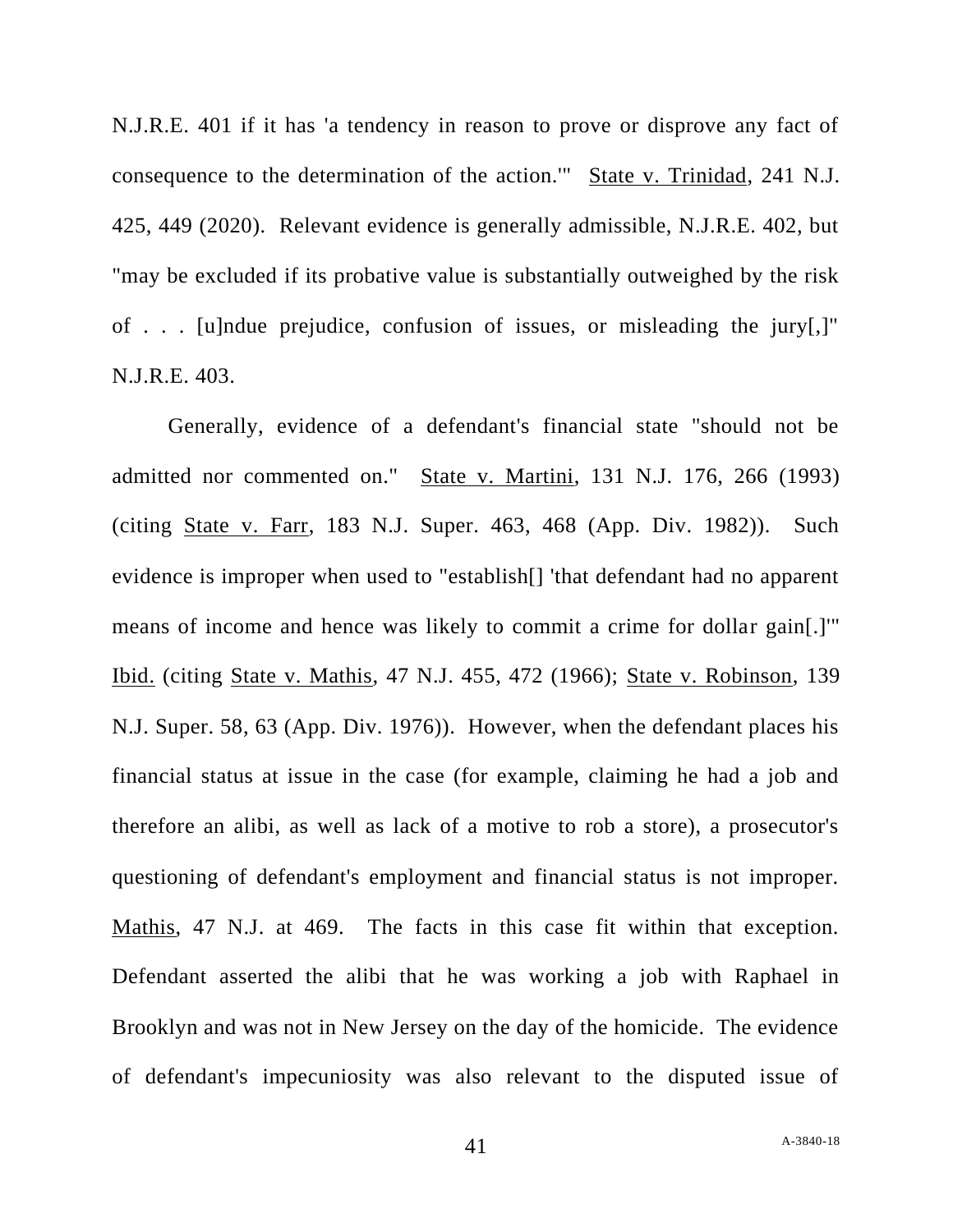N.J.R.E. 401 if it has 'a tendency in reason to prove or disprove any fact of consequence to the determination of the action.'" State v. Trinidad, 241 N.J. 425, 449 (2020). Relevant evidence is generally admissible, N.J.R.E. 402, but "may be excluded if its probative value is substantially outweighed by the risk of . . . [u]ndue prejudice, confusion of issues, or misleading the jury[,]" N.J.R.E. 403.

Generally, evidence of a defendant's financial state "should not be admitted nor commented on." State v. Martini, 131 N.J. 176, 266 (1993) (citing State v. Farr, 183 N.J. Super. 463, 468 (App. Div. 1982)). Such evidence is improper when used to "establish[] 'that defendant had no apparent means of income and hence was likely to commit a crime for dollar gain[.]'" Ibid. (citing State v. Mathis, 47 N.J. 455, 472 (1966); State v. Robinson, 139 N.J. Super. 58, 63 (App. Div. 1976)). However, when the defendant places his financial status at issue in the case (for example, claiming he had a job and therefore an alibi, as well as lack of a motive to rob a store), a prosecutor's questioning of defendant's employment and financial status is not improper. Mathis, 47 N.J. at 469. The facts in this case fit within that exception. Defendant asserted the alibi that he was working a job with Raphael in Brooklyn and was not in New Jersey on the day of the homicide. The evidence of defendant's impecuniosity was also relevant to the disputed issue of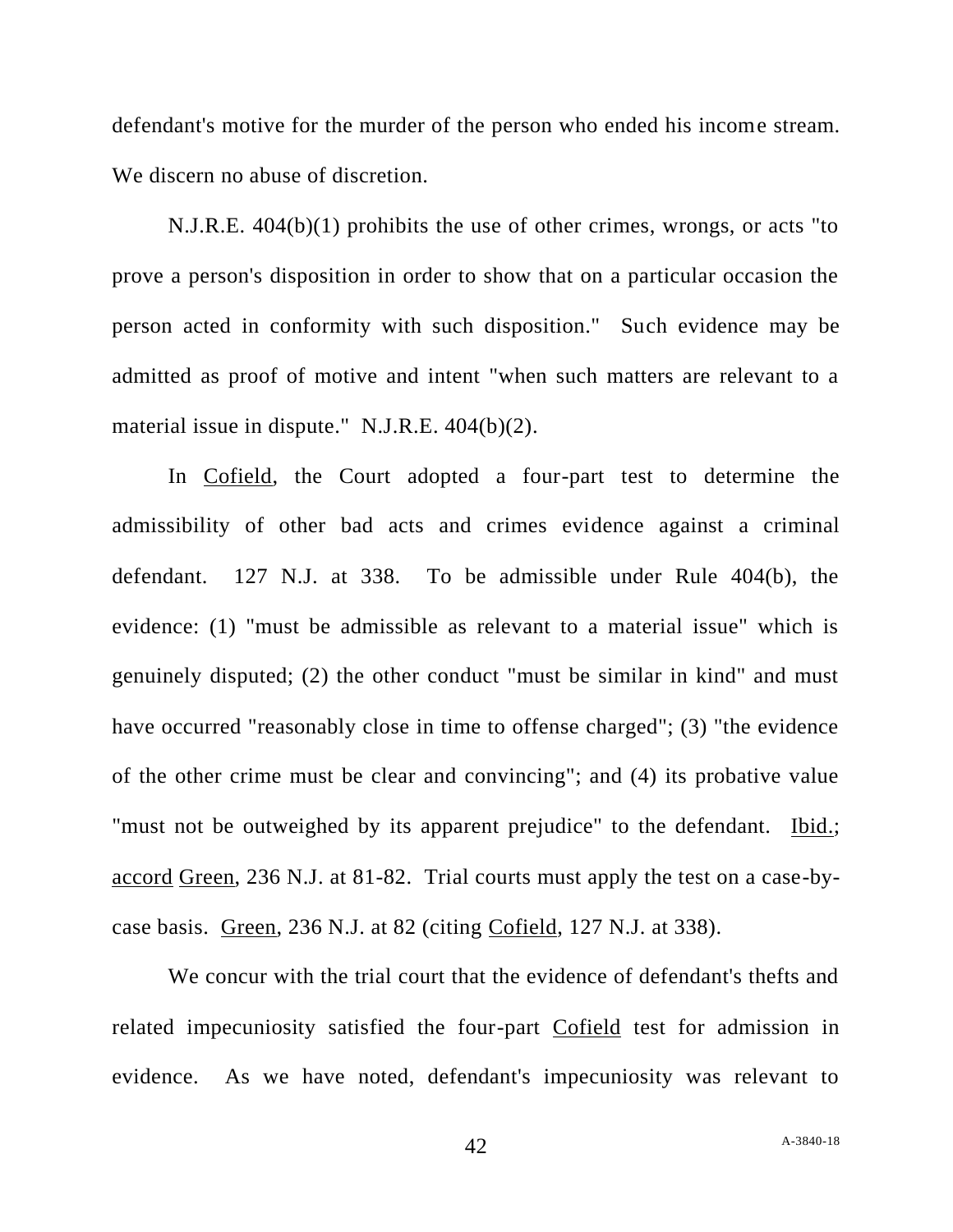defendant's motive for the murder of the person who ended his income stream. We discern no abuse of discretion.

N.J.R.E. 404(b)(1) prohibits the use of other crimes, wrongs, or acts "to prove a person's disposition in order to show that on a particular occasion the person acted in conformity with such disposition." Such evidence may be admitted as proof of motive and intent "when such matters are relevant to a material issue in dispute." N.J.R.E. 404(b)(2).

In Cofield, the Court adopted a four-part test to determine the admissibility of other bad acts and crimes evidence against a criminal defendant. 127 N.J. at 338. To be admissible under Rule 404(b), the evidence: (1) "must be admissible as relevant to a material issue" which is genuinely disputed; (2) the other conduct "must be similar in kind" and must have occurred "reasonably close in time to offense charged"; (3) "the evidence of the other crime must be clear and convincing"; and (4) its probative value "must not be outweighed by its apparent prejudice" to the defendant. Ibid.; accord Green, 236 N.J. at 81-82. Trial courts must apply the test on a case-by-case basis. Green, 236 N.J. at 82 (citing Cofield, 127 N.J. at 338).

We concur with the trial court that the evidence of defendant's thefts and related impecuniosity satisfied the four-part Cofield test for admission in evidence. As we have noted, defendant's impecuniosity was relevant to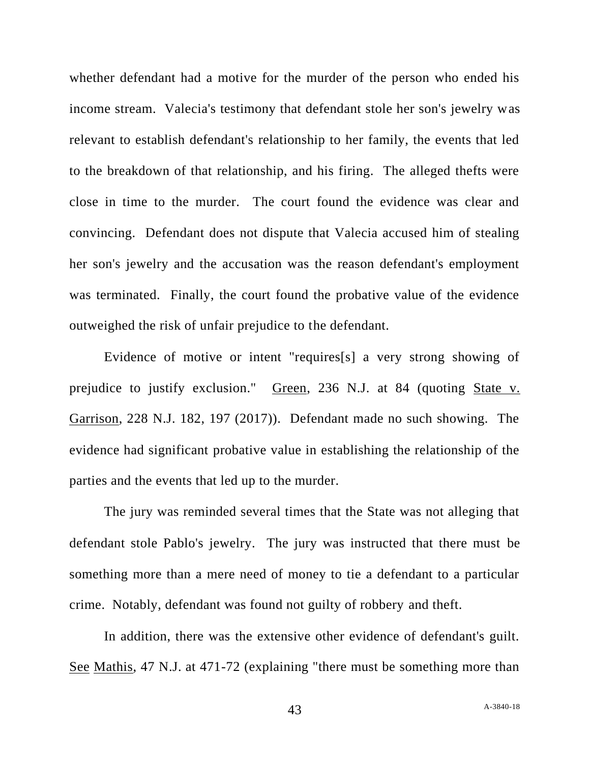whether defendant had a motive for the murder of the person who ended his income stream. Valecia's testimony that defendant stole her son's jewelry was relevant to establish defendant's relationship to her family, the events that led to the breakdown of that relationship, and his firing. The alleged thefts were close in time to the murder. The court found the evidence was clear and convincing. Defendant does not dispute that Valecia accused him of stealing her son's jewelry and the accusation was the reason defendant's employment was terminated. Finally, the court found the probative value of the evidence outweighed the risk of unfair prejudice to the defendant.

Evidence of motive or intent "requires[s] a very strong showing of prejudice to justify exclusion." Green, 236 N.J. at 84 (quoting State v. Garrison, 228 N.J. 182, 197 (2017)). Defendant made no such showing. The evidence had significant probative value in establishing the relationship of the parties and the events that led up to the murder.

The jury was reminded several times that the State was not alleging that defendant stole Pablo's jewelry. The jury was instructed that there must be something more than a mere need of money to tie a defendant to a particular crime. Notably, defendant was found not guilty of robbery and theft.

In addition, there was the extensive other evidence of defendant's guilt. See Mathis, 47 N.J. at 471-72 (explaining "there must be something more than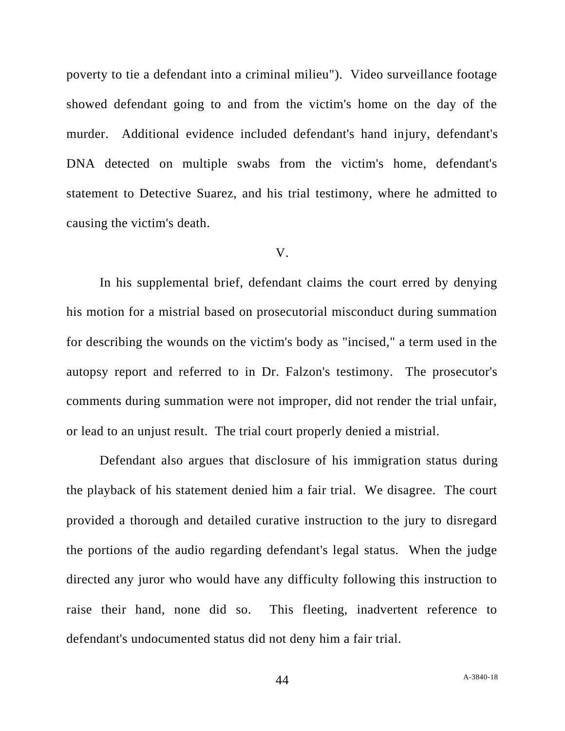poverty to tie a defendant into a criminal milieu"). Video surveillance footage showed defendant going to and from the victim's home on the day of the murder. Additional evidence included defendant's hand injury, defendant's DNA detected on multiple swabs from the victim's home, defendant's statement to Detective Suarez, and his trial testimony, where he admitted to causing the victim's death.

V.

In his supplemental brief, defendant claims the court erred by denying his motion for a mistrial based on prosecutorial misconduct during summation for describing the wounds on the victim's body as "incised," a term used in the autopsy report and referred to in Dr. Falzon's testimony. The prosecutor's comments during summation were not improper, did not render the trial unfair, or lead to an unjust result. The trial court properly denied a mistrial.

Defendant also argues that disclosure of his immigration status during the playback of his statement denied him a fair trial. We disagree. The court provided a thorough and detailed curative instruction to the jury to disregard the portions of the audio regarding defendant's legal status. When the judge directed any juror who would have any difficulty following this instruction to raise their hand, none did so. This fleeting, inadvertent reference to defendant's undocumented status did not deny him a fair trial.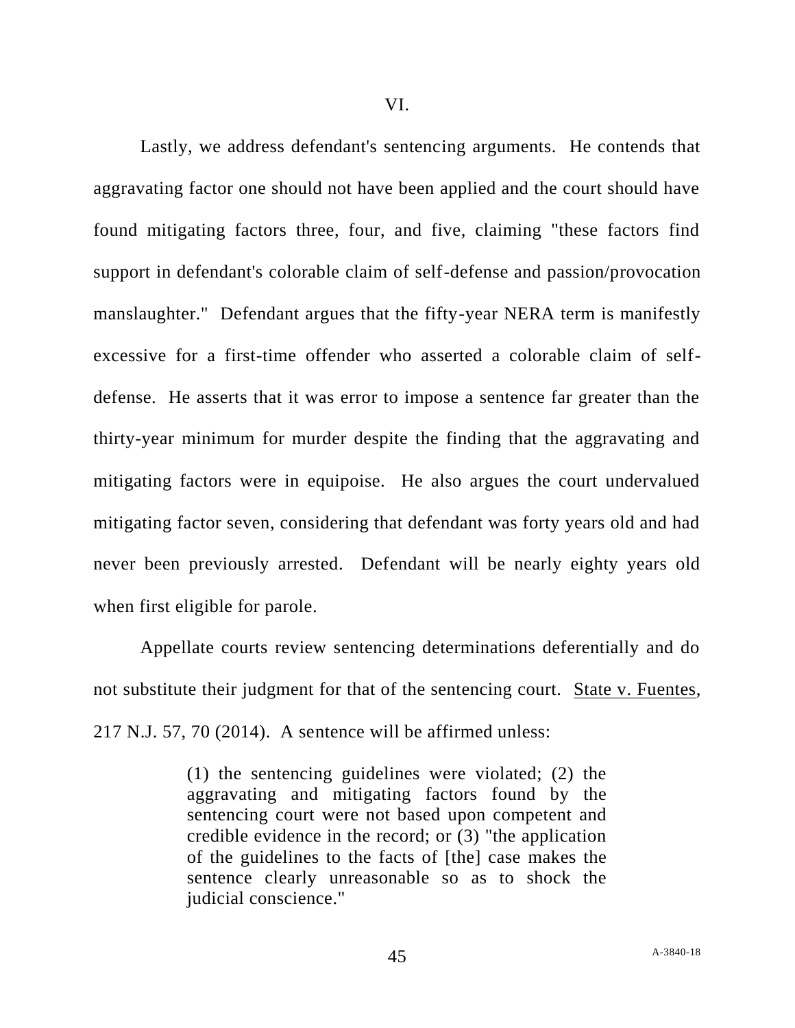VI.

Lastly, we address defendant's sentencing arguments. He contends that aggravating factor one should not have been applied and the court should have found mitigating factors three, four, and five, claiming "these factors find support in defendant's colorable claim of self-defense and passion/provocation manslaughter." Defendant argues that the fifty-year NERA term is manifestly excessive for a first-time offender who asserted a colorable claim of self-defense. He asserts that it was error to impose a sentence far greater than the thirty-year minimum for murder despite the finding that the aggravating and mitigating factors were in equipoise. He also argues the court undervalued mitigating factor seven, considering that defendant was forty years old and had never been previously arrested. Defendant will be nearly eighty years old when first eligible for parole.

Appellate courts review sentencing determinations deferentially and do not substitute their judgment for that of the sentencing court. State v. Fuentes, 217 N.J. 57, 70 (2014). A sentence will be affirmed unless:

> (1) the sentencing guidelines were violated; (2) the aggravating and mitigating factors found by the sentencing court were not based upon competent and credible evidence in the record; or (3) "the application of the guidelines to the facts of [the] case makes the sentence clearly unreasonable so as to shock the judicial conscience."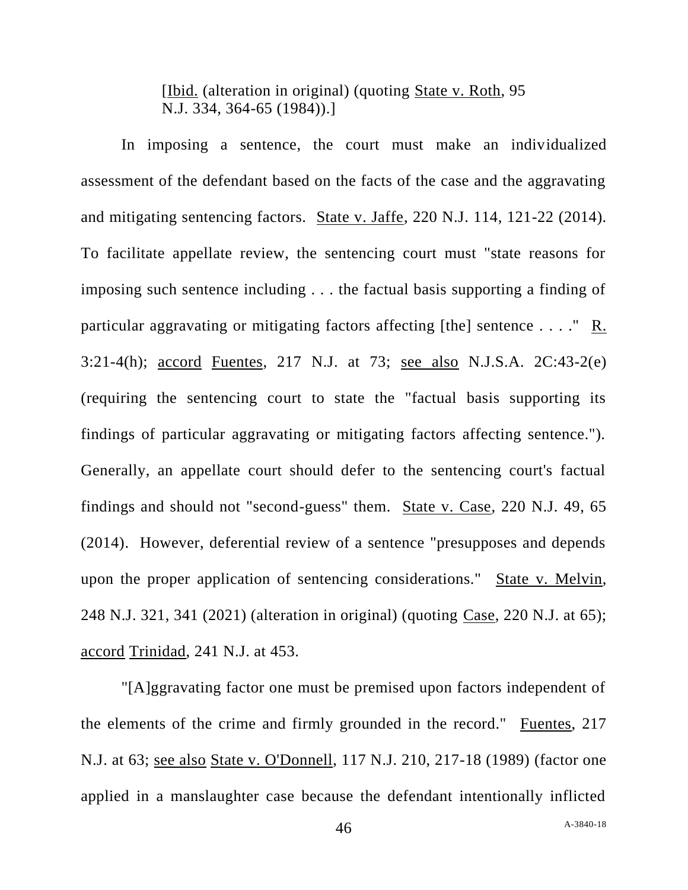[Ibid. (alteration in original) (quoting State v. Roth, 95 N.J. 334, 364-65 (1984)).]

In imposing a sentence, the court must make an individualized assessment of the defendant based on the facts of the case and the aggravating and mitigating sentencing factors. State v. Jaffe, 220 N.J. 114, 121-22 (2014). To facilitate appellate review, the sentencing court must "state reasons for imposing such sentence including . . . the factual basis supporting a finding of particular aggravating or mitigating factors affecting [the] sentence . . . ." R. 3:21-4(h); accord Fuentes, 217 N.J. at 73; see also N.J.S.A. 2C:43-2(e) (requiring the sentencing court to state the "factual basis supporting its findings of particular aggravating or mitigating factors affecting sentence."). Generally, an appellate court should defer to the sentencing court's factual findings and should not "second-guess" them. State v. Case, 220 N.J. 49, 65 (2014). However, deferential review of a sentence "presupposes and depends upon the proper application of sentencing considerations." State v. Melvin, 248 N.J. 321, 341 (2021) (alteration in original) (quoting Case, 220 N.J. at 65); accord Trinidad, 241 N.J. at 453.

"[A]ggravating factor one must be premised upon factors independent of the elements of the crime and firmly grounded in the record." Fuentes, 217 N.J. at 63; see also State v. O'Donnell, 117 N.J. 210, 217-18 (1989) (factor one applied in a manslaughter case because the defendant intentionally inflicted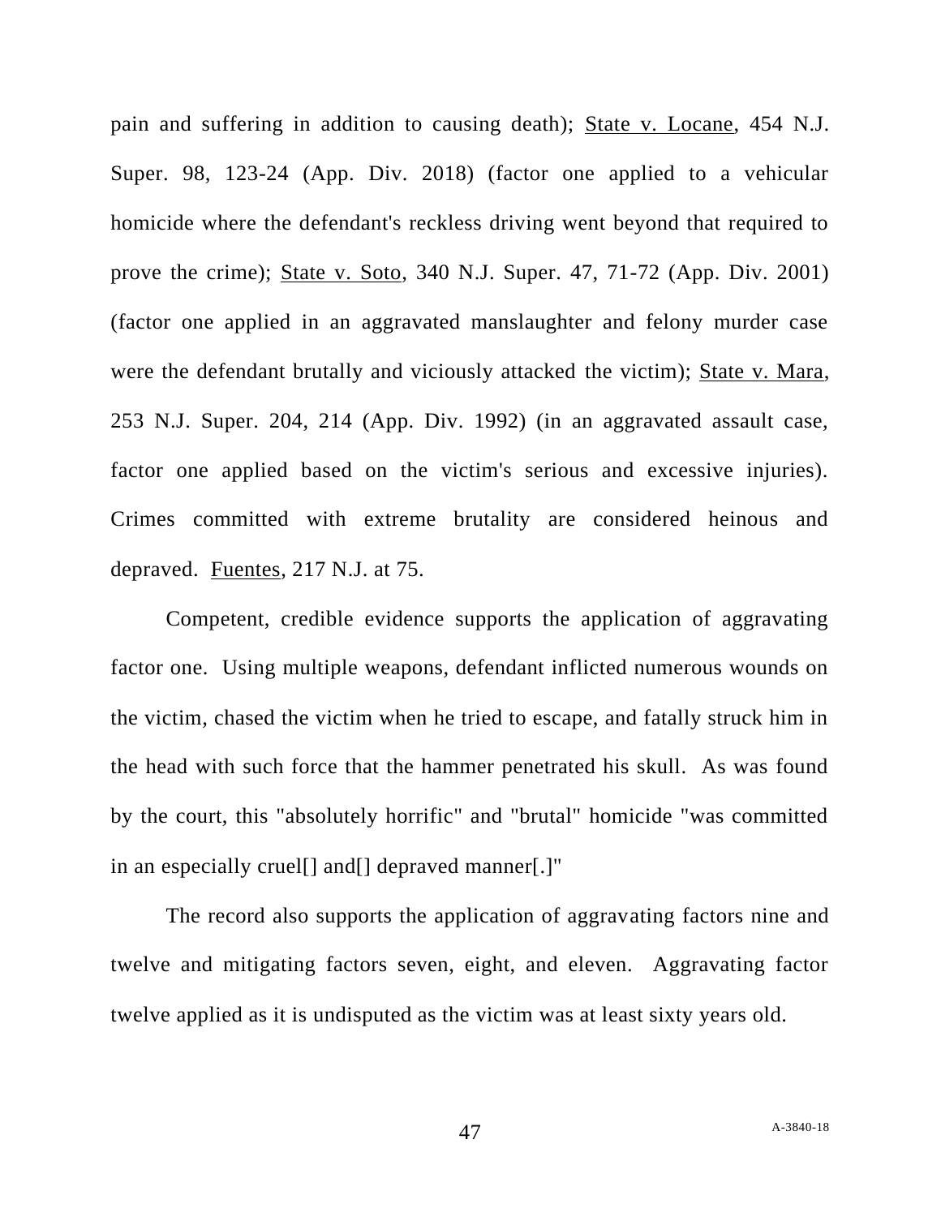pain and suffering in addition to causing death); State v. Locane, 454 N.J. Super. 98, 123-24 (App. Div. 2018) (factor one applied to a vehicular homicide where the defendant's reckless driving went beyond that required to prove the crime); State v. Soto, 340 N.J. Super. 47, 71-72 (App. Div. 2001) (factor one applied in an aggravated manslaughter and felony murder case were the defendant brutally and viciously attacked the victim); State v. Mara, 253 N.J. Super. 204, 214 (App. Div. 1992) (in an aggravated assault case, factor one applied based on the victim's serious and excessive injuries). Crimes committed with extreme brutality are considered heinous and depraved. Fuentes, 217 N.J. at 75.

Competent, credible evidence supports the application of aggravating factor one. Using multiple weapons, defendant inflicted numerous wounds on the victim, chased the victim when he tried to escape, and fatally struck him in the head with such force that the hammer penetrated his skull. As was found by the court, this "absolutely horrific" and "brutal" homicide "was committed in an especially cruel[] and[] depraved manner[.]"

The record also supports the application of aggravating factors nine and twelve and mitigating factors seven, eight, and eleven. Aggravating factor twelve applied as it is undisputed as the victim was at least sixty years old.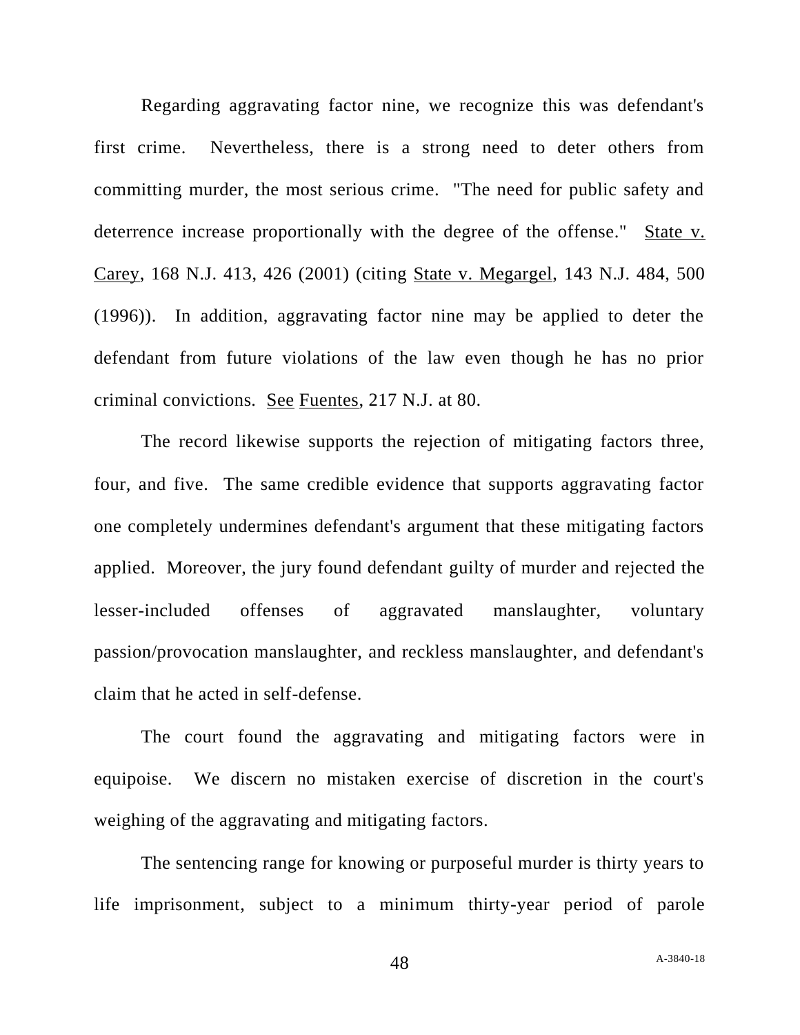Regarding aggravating factor nine, we recognize this was defendant's first crime. Nevertheless, there is a strong need to deter others from committing murder, the most serious crime. "The need for public safety and deterrence increase proportionally with the degree of the offense." State v. Carey, 168 N.J. 413, 426 (2001) (citing State v. Megargel, 143 N.J. 484, 500 (1996)). In addition, aggravating factor nine may be applied to deter the defendant from future violations of the law even though he has no prior criminal convictions. See Fuentes, 217 N.J. at 80.

The record likewise supports the rejection of mitigating factors three, four, and five. The same credible evidence that supports aggravating factor one completely undermines defendant's argument that these mitigating factors applied. Moreover, the jury found defendant guilty of murder and rejected the lesser-included offenses of aggravated manslaughter, voluntary passion/provocation manslaughter, and reckless manslaughter, and defendant's claim that he acted in self-defense.

The court found the aggravating and mitigating factors were in equipoise. We discern no mistaken exercise of discretion in the court's weighing of the aggravating and mitigating factors.

The sentencing range for knowing or purposeful murder is thirty years to life imprisonment, subject to a minimum thirty-year period of parole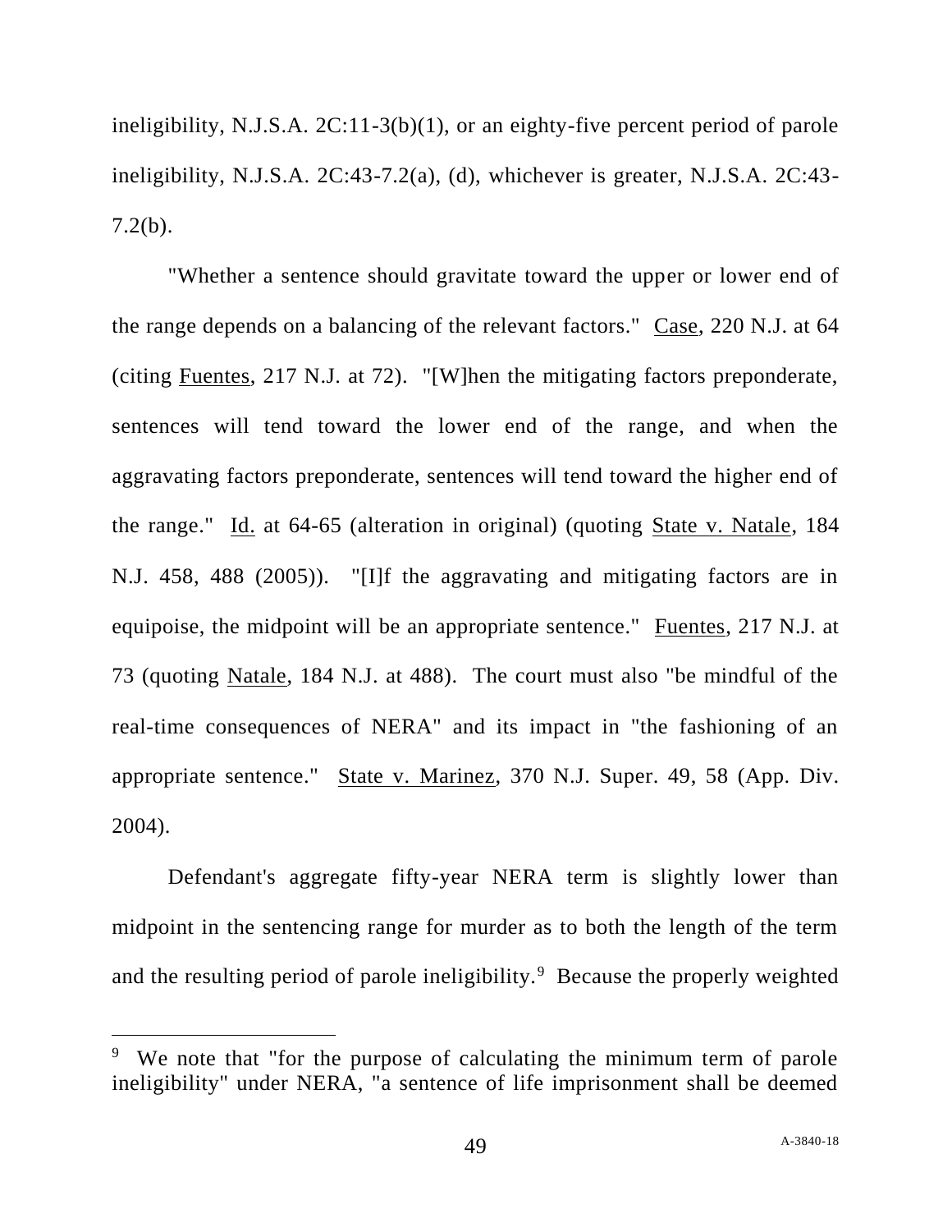ineligibility, N.J.S.A. 2C:11-3(b)(1), or an eighty-five percent period of parole ineligibility, N.J.S.A. 2C:43-7.2(a), (d), whichever is greater, N.J.S.A. 2C:43-7.2(b).

"Whether a sentence should gravitate toward the upper or lower end of the range depends on a balancing of the relevant factors." Case, 220 N.J. at 64 (citing Fuentes, 217 N.J. at 72). "[W]hen the mitigating factors preponderate, sentences will tend toward the lower end of the range, and when the aggravating factors preponderate, sentences will tend toward the higher end of the range." Id. at 64-65 (alteration in original) (quoting State v. Natale, 184 N.J. 458, 488 (2005)). "[I]f the aggravating and mitigating factors are in equipoise, the midpoint will be an appropriate sentence." Fuentes, 217 N.J. at 73 (quoting Natale, 184 N.J. at 488). The court must also "be mindful of the real-time consequences of NERA" and its impact in "the fashioning of an appropriate sentence." State v. Marinez, 370 N.J. Super. 49, 58 (App. Div. 2004).

Defendant's aggregate fifty-year NERA term is slightly lower than midpoint in the sentencing range for murder as to both the length of the term and the resulting period of parole ineligibility.[9] Because the properly weighted

[9] We note that "for the purpose of calculating the minimum term of parole ineligibility" under NERA, "a sentence of life imprisonment shall be deemed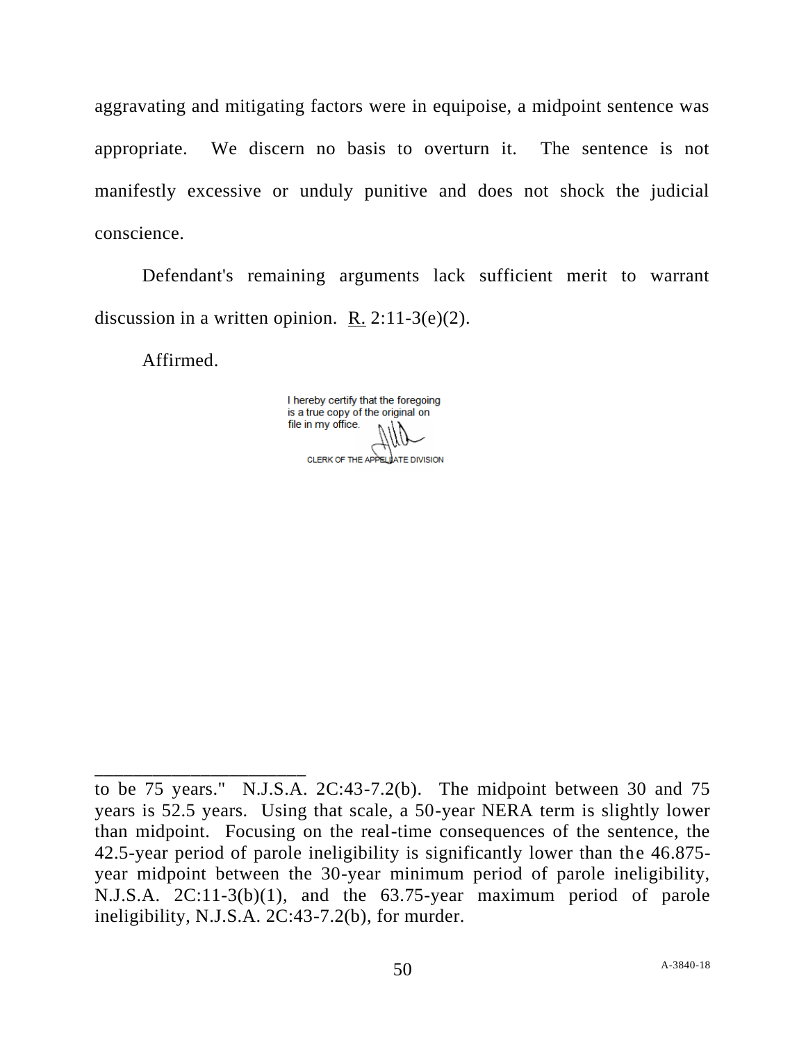aggravating and mitigating factors were in equipoise, a midpoint sentence was appropriate. We discern no basis to overturn it. The sentence is not manifestly excessive or unduly punitive and does not shock the judicial conscience.

Defendant's remaining arguments lack sufficient merit to warrant discussion in a written opinion. R. 2:11-3(e)(2).

Affirmed.

I hereby certify that the foregoing is a true copy of the original on file in my office.

CLERK OF THE APPELLATE DIVISION

---

to be 75 years." N.J.S.A. 2C:43-7.2(b). The midpoint between 30 and 75 years is 52.5 years. Using that scale, a 50-year NERA term is slightly lower than midpoint. Focusing on the real-time consequences of the sentence, the 42.5-year period of parole ineligibility is significantly lower than the 46.875-year midpoint between the 30-year minimum period of parole ineligibility, N.J.S.A. 2C:11-3(b)(1), and the 63.75-year maximum period of parole ineligibility, N.J.S.A. 2C:43-7.2(b), for murder.